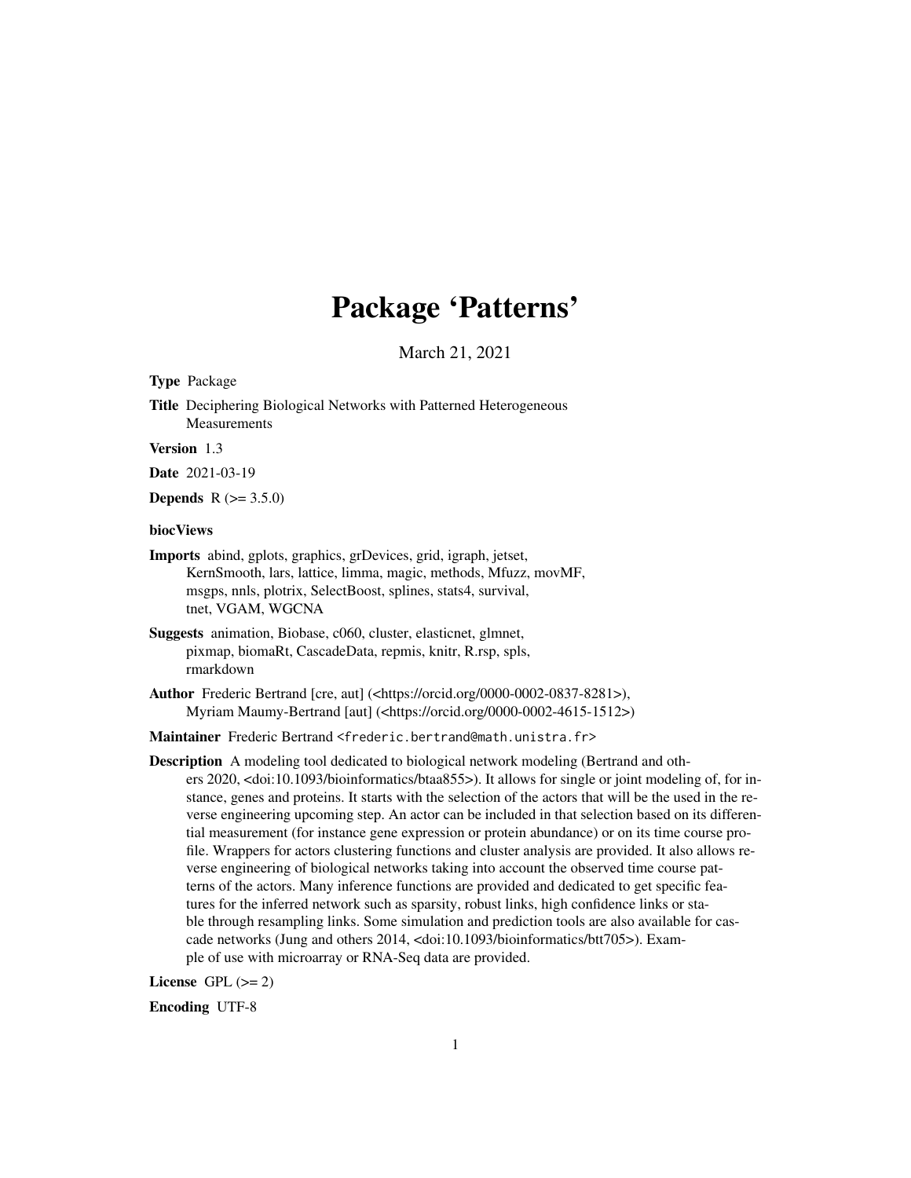# Package 'Patterns'

March 21, 2021

**Type** Package

**Title** Deciphering Biological Networks with Patterned Heterogeneous Measurements

**Version** 1.3

**Date** 2021-03-19

**Depends** R (>= 3.5.0)

**biocViews**

**Imports** abind, gplots, graphics, grDevices, grid, igraph, jetset, KernSmooth, lars, lattice, limma, magic, methods, Mfuzz, movMF, msgps, nnls, plotrix, SelectBoost, splines, stats4, survival, tnet, VGAM, WGCNA

**Suggests** animation, Biobase, c060, cluster, elasticnet, glmnet, pixmap, biomaRt, CascadeData, repmis, knitr, R.rsp, spls, rmarkdown

**Author** Frederic Bertrand [cre, aut] (<https://orcid.org/0000-0002-0837-8281>), Myriam Maumy-Bertrand [aut] (<https://orcid.org/0000-0002-4615-1512>)

**Maintainer** Frederic Bertrand <frederic.bertrand@math.unistra.fr>

**Description** A modeling tool dedicated to biological network modeling (Bertrand and others 2020, <doi:10.1093/bioinformatics/btaa855>). It allows for single or joint modeling of, for instance, genes and proteins. It starts with the selection of the actors that will be the used in the reverse engineering upcoming step. An actor can be included in that selection based on its differential measurement (for instance gene expression or protein abundance) or on its time course profile. Wrappers for actors clustering functions and cluster analysis are provided. It also allows reverse engineering of biological networks taking into account the observed time course patterns of the actors. Many inference functions are provided and dedicated to get specific features for the inferred network such as sparsity, robust links, high confidence links or stable through resampling links. Some simulation and prediction tools are also available for cascade networks (Jung and others 2014, <doi:10.1093/bioinformatics/btt705>). Example of use with microarray or RNA-Seq data are provided.

**License** GPL (>= 2)

**Encoding** UTF-8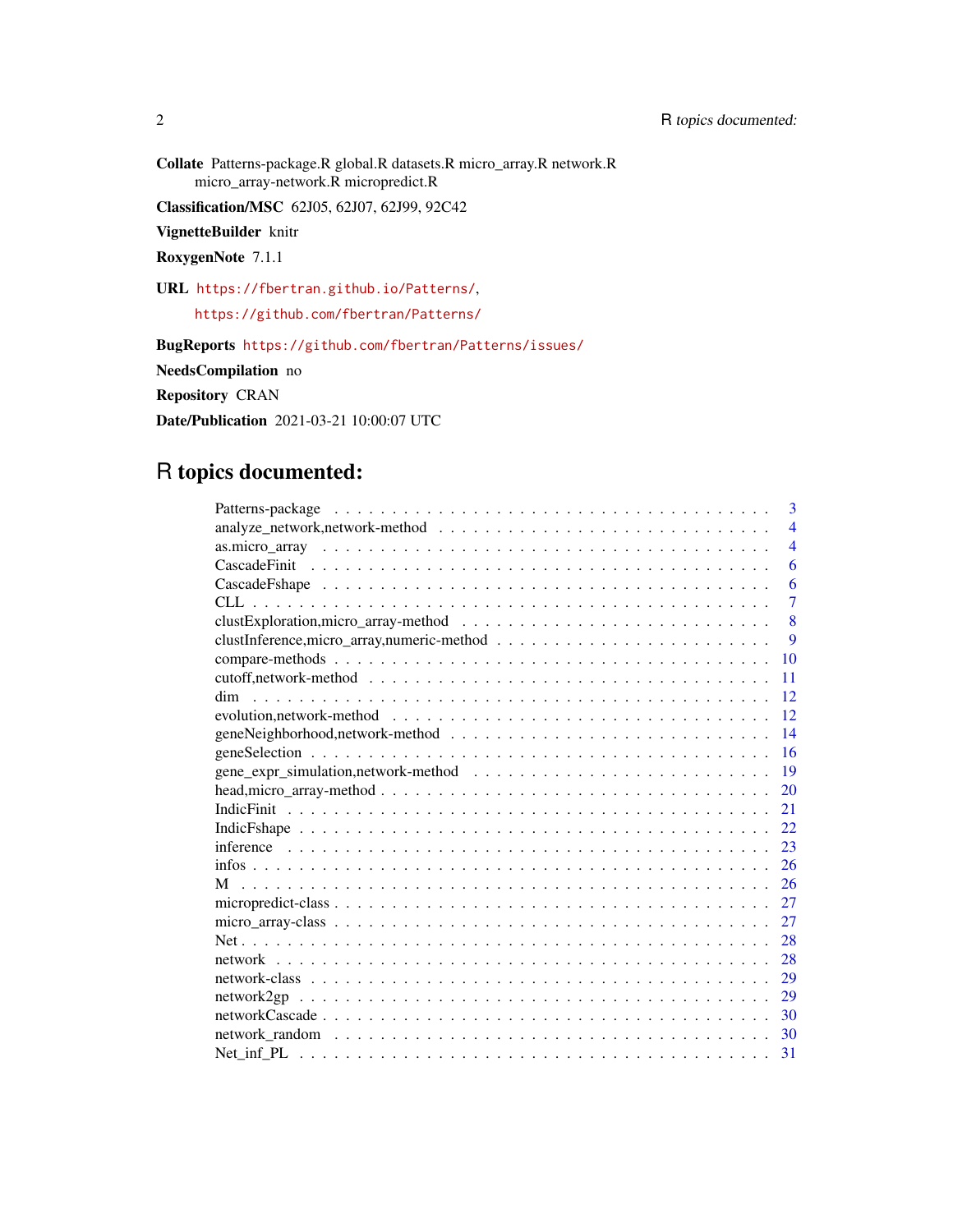**Collate** Patterns-package.R global.R datasets.R micro_array.R network.R micro_array-network.R micropredict.R

**Classification/MSC** 62J05, 62J07, 62J99, 92C42

**VignetteBuilder** knitr

**RoxygenNote** 7.1.1

**URL** https://fbertran.github.io/Patterns/, https://github.com/fbertran/Patterns/

**BugReports** https://github.com/fbertran/Patterns/issues/

**NeedsCompilation** no

**Repository** CRAN

**Date/Publication** 2021-03-21 10:00:07 UTC

# R topics documented:

| | |
|---|---|
| Patterns-package | 3 |
| analyze_network,network-method | 4 |
| as.micro_array | 4 |
| CascadeFinit | 6 |
| CascadeFshape | 6 |
| CLL | 7 |
| clustExploration,micro_array-method | 8 |
| clustInference,micro_array,numeric-method | 9 |
| compare-methods | 10 |
| cutoff,network-method | 11 |
| dim | 12 |
| evolution,network-method | 12 |
| geneNeighborhood,network-method | 14 |
| geneSelection | 16 |
| gene_expr_simulation,network-method | 19 |
| head,micro_array-method | 20 |
| IndicFinit | 21 |
| IndicFshape | 22 |
| inference | 23 |
| infos | 26 |
| M | 26 |
| micropredict-class | 27 |
| micro_array-class | 27 |
| Net | 28 |
| network | 28 |
| network-class | 29 |
| network2gp | 29 |
| networkCascade | 30 |
| network_random | 30 |
| Net_inf_PL | 31 |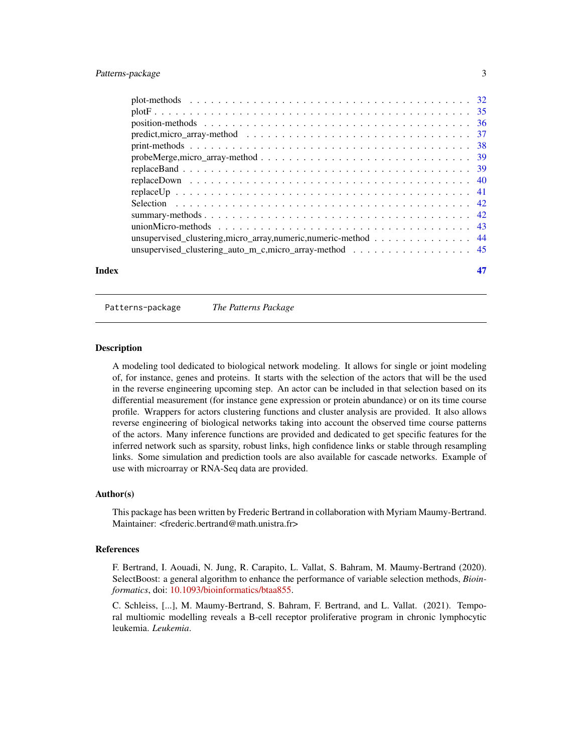plot-methods . . . . . . . . . . . . . . . . . . . . . . . . . . . . . . . . . . . . . . . 32
plotF . . . . . . . . . . . . . . . . . . . . . . . . . . . . . . . . . . . . . . . . . . . . 35
position-methods . . . . . . . . . . . . . . . . . . . . . . . . . . . . . . . . . . . . . 36
predict,micro_array-method . . . . . . . . . . . . . . . . . . . . . . . . . . . . . . 37
print-methods . . . . . . . . . . . . . . . . . . . . . . . . . . . . . . . . . . . . . . 38
probeMerge,micro_array-method . . . . . . . . . . . . . . . . . . . . . . . . . . . 39
replaceBand . . . . . . . . . . . . . . . . . . . . . . . . . . . . . . . . . . . . . . . 39
replaceDown . . . . . . . . . . . . . . . . . . . . . . . . . . . . . . . . . . . . . . . 40
replaceUp . . . . . . . . . . . . . . . . . . . . . . . . . . . . . . . . . . . . . . . . 41
Selection . . . . . . . . . . . . . . . . . . . . . . . . . . . . . . . . . . . . . . . . 42
summary-methods . . . . . . . . . . . . . . . . . . . . . . . . . . . . . . . . . . . . 42
unionMicro-methods . . . . . . . . . . . . . . . . . . . . . . . . . . . . . . . . . . . 43
unsupervised_clustering,micro_array,numeric,numeric-method . . . . . . . . . . . . . 44
unsupervised_clustering_auto_m_c,micro_array-method . . . . . . . . . . . . . . . . 45

**Index** 47

---

## Patterns-package *The Patterns Package*

### Description

A modeling tool dedicated to biological network modeling. It allows for single or joint modeling of, for instance, genes and proteins. It starts with the selection of the actors that will be the used in the reverse engineering upcoming step. An actor can be included in that selection based on its differential measurement (for instance gene expression or protein abundance) or on its time course profile. Wrappers for actors clustering functions and cluster analysis are provided. It also allows reverse engineering of biological networks taking into account the observed time course patterns of the actors. Many inference functions are provided and dedicated to get specific features for the inferred network such as sparsity, robust links, high confidence links or stable through resampling links. Some simulation and prediction tools are also available for cascade networks. Example of use with microarray or RNA-Seq data are provided.

### Author(s)

This package has been written by Frederic Bertrand in collaboration with Myriam Maumy-Bertrand. Maintainer: <frederic.bertrand@math.unistra.fr>

### References

F. Bertrand, I. Aouadi, N. Jung, R. Carapito, L. Vallat, S. Bahram, M. Maumy-Bertrand (2020). SelectBoost: a general algorithm to enhance the performance of variable selection methods, *Bioinformatics*, doi: 10.1093/bioinformatics/btaa855.

C. Schleiss, [...], M. Maumy-Bertrand, S. Bahram, F. Bertrand, and L. Vallat. (2021). Temporal multiomic modelling reveals a B-cell receptor proliferative program in chronic lymphocytic leukemia. *Leukemia*.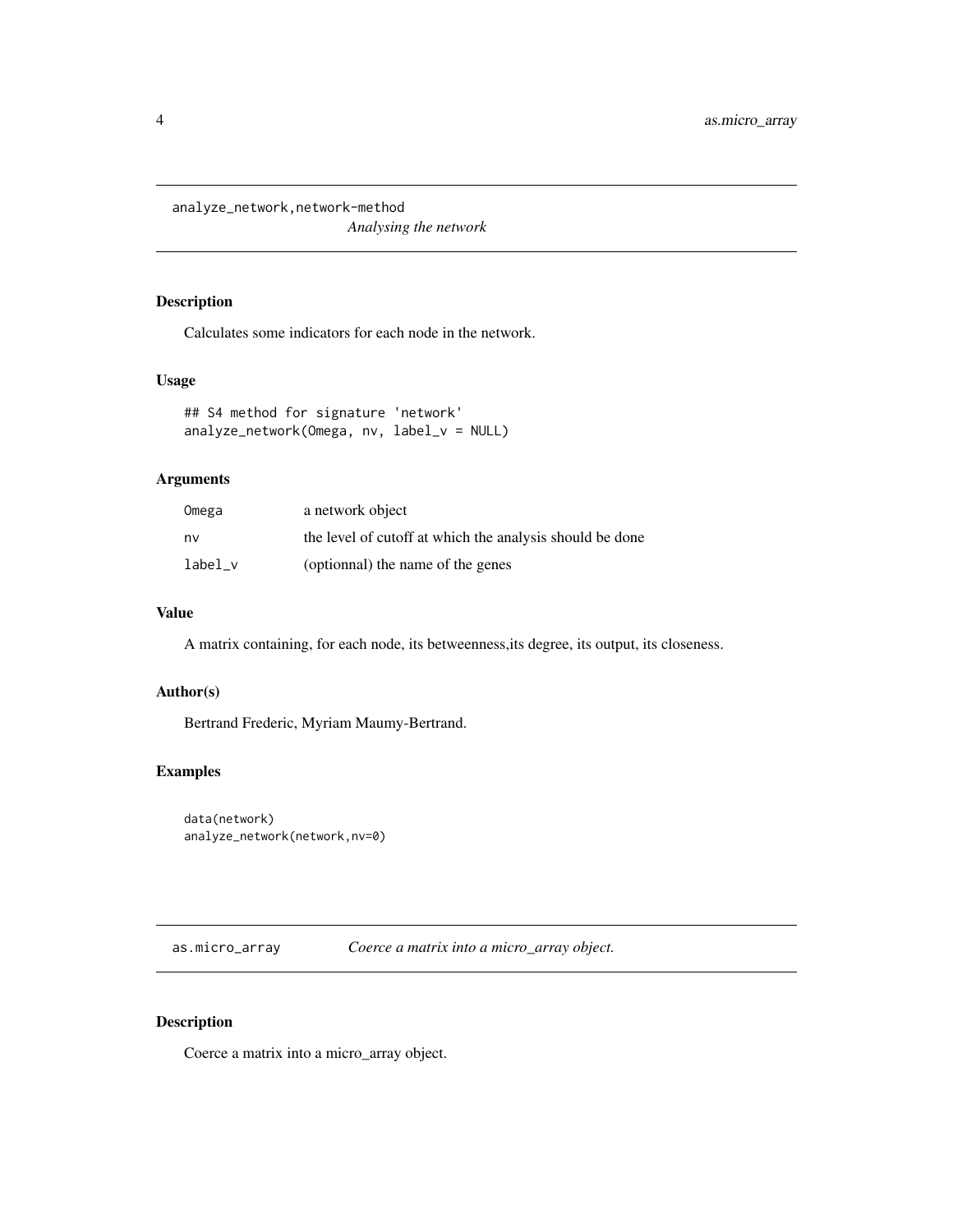## analyze_network,network-method

*Analysing the network*

### Description

Calculates some indicators for each node in the network.

### Usage

```
## S4 method for signature 'network'
analyze_network(Omega, nv, label_v = NULL)
```

### Arguments

| | |
|---|---|
| `Omega` | a network object |
| `nv` | the level of cutoff at which the analysis should be done |
| `label_v` | (optionnal) the name of the genes |

### Value

A matrix containing, for each node, its betweenness,its degree, its output, its closeness.

### Author(s)

Bertrand Frederic, Myriam Maumy-Bertrand.

### Examples

```
data(network)
analyze_network(network,nv=0)
```

## as.micro_array

*Coerce a matrix into a micro_array object.*

### Description

Coerce a matrix into a micro_array object.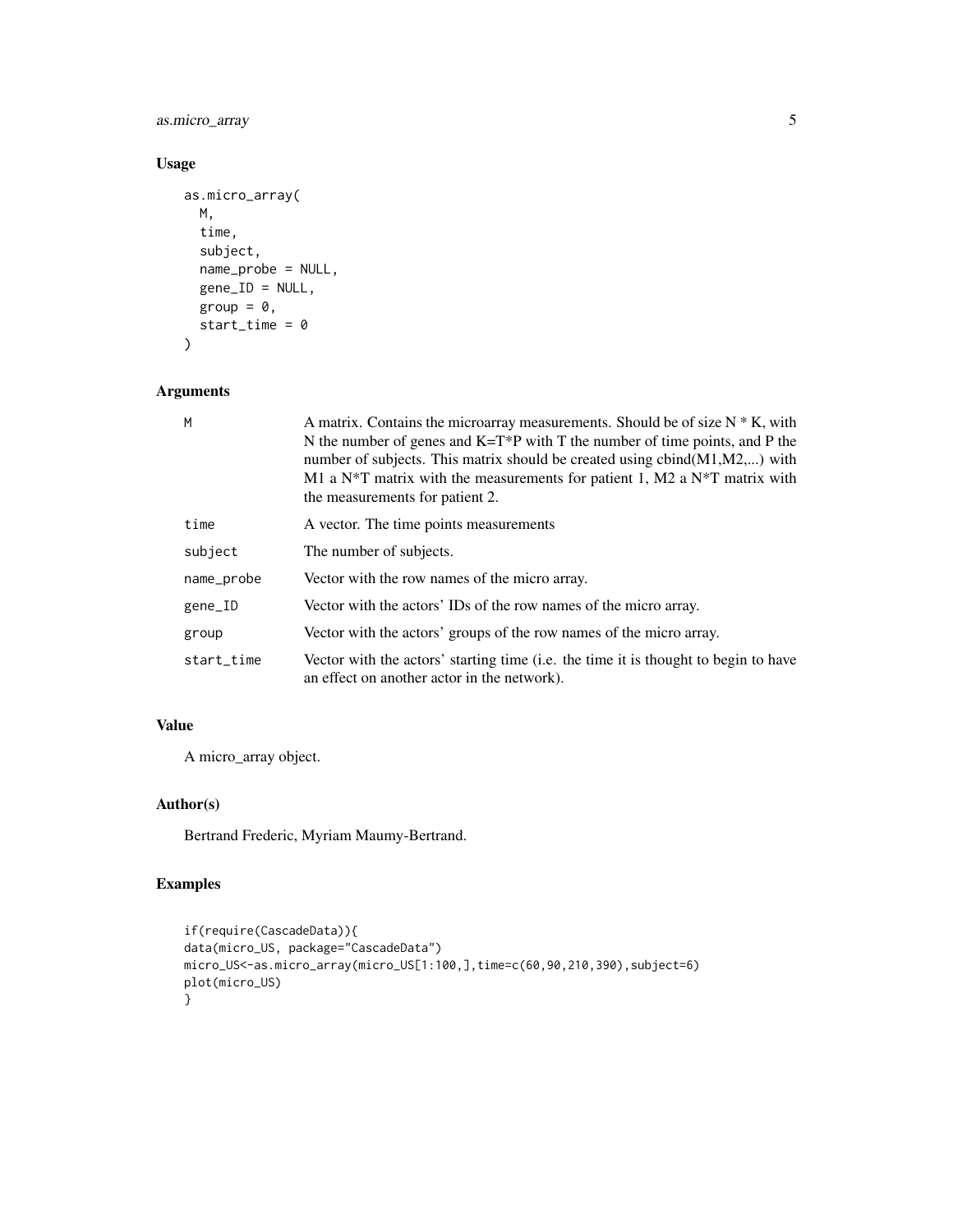## Usage

```
as.micro_array(
  M,
  time,
  subject,
  name_probe = NULL,
  gene_ID = NULL,
  group = 0,
  start_time = 0
)
```

## Arguments

| | |
|---|---|
| M | A matrix. Contains the microarray measurements. Should be of size N * K, with N the number of genes and K=T*P with T the number of time points, and P the number of subjects. This matrix should be created using cbind(M1,M2,...) with M1 a N*T matrix with the measurements for patient 1, M2 a N*T matrix with the measurements for patient 2. |
| time | A vector. The time points measurements |
| subject | The number of subjects. |
| name_probe | Vector with the row names of the micro array. |
| gene_ID | Vector with the actors' IDs of the row names of the micro array. |
| group | Vector with the actors' groups of the row names of the micro array. |
| start_time | Vector with the actors' starting time (i.e. the time it is thought to begin to have an effect on another actor in the network). |

## Value

A micro_array object.

## Author(s)

Bertrand Frederic, Myriam Maumy-Bertrand.

## Examples

```
if(require(CascadeData)){
data(micro_US, package="CascadeData")
micro_US<-as.micro_array(micro_US[1:100,],time=c(60,90,210,390),subject=6)
plot(micro_US)
}
```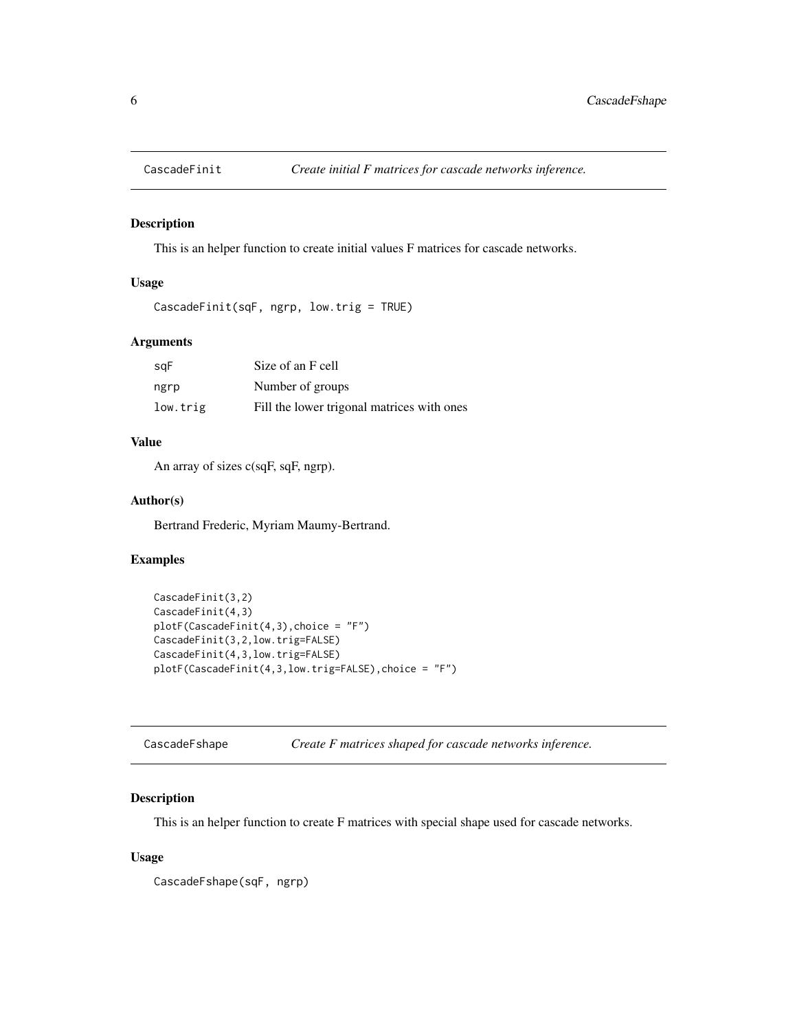## CascadeFinit — *Create initial F matrices for cascade networks inference.*

### Description

This is an helper function to create initial values F matrices for cascade networks.

### Usage

```
CascadeFinit(sqF, ngrp, low.trig = TRUE)
```

### Arguments

| | |
|---|---|
| sqF | Size of an F cell |
| ngrp | Number of groups |
| low.trig | Fill the lower trigonal matrices with ones |

### Value

An array of sizes c(sqF, sqF, ngrp).

### Author(s)

Bertrand Frederic, Myriam Maumy-Bertrand.

### Examples

```
CascadeFinit(3,2)
CascadeFinit(4,3)
plotF(CascadeFinit(4,3),choice = "F")
CascadeFinit(3,2,low.trig=FALSE)
CascadeFinit(4,3,low.trig=FALSE)
plotF(CascadeFinit(4,3,low.trig=FALSE),choice = "F")
```

## CascadeFshape — *Create F matrices shaped for cascade networks inference.*

### Description

This is an helper function to create F matrices with special shape used for cascade networks.

### Usage

```
CascadeFshape(sqF, ngrp)
```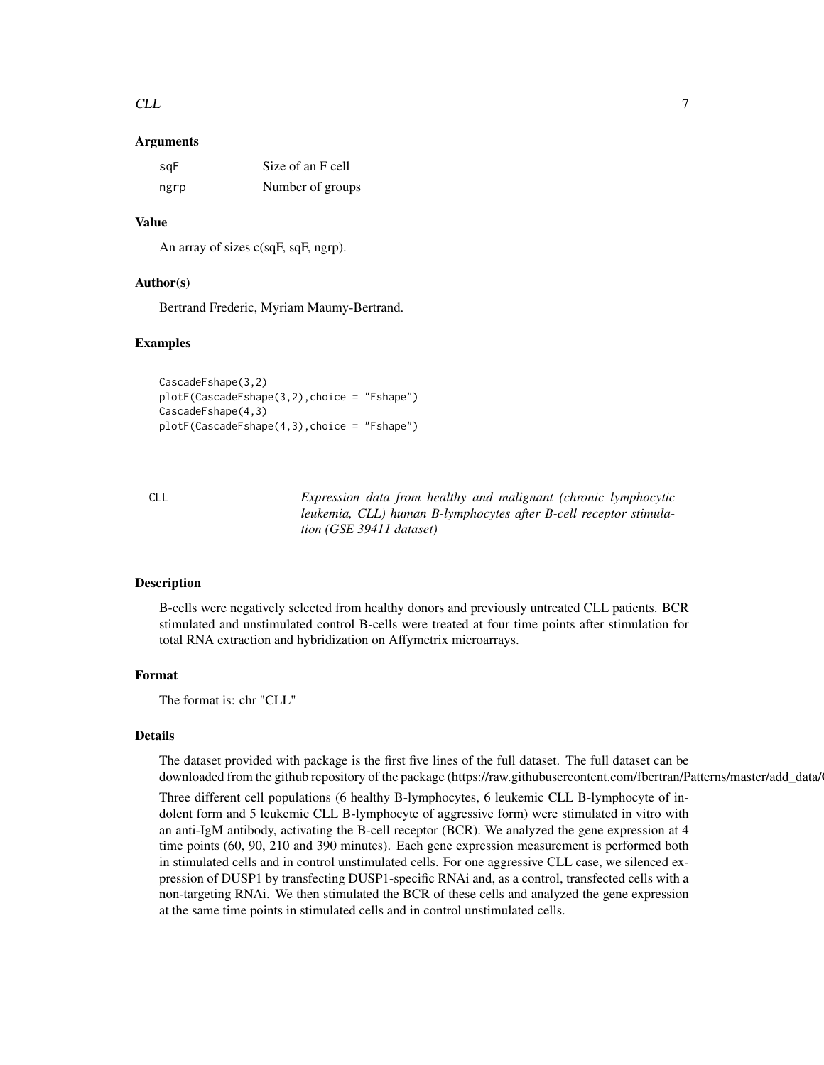### Arguments

| | |
|---|---|
| sqF | Size of an F cell |
| ngrp | Number of groups |

### Value

An array of sizes c(sqF, sqF, ngrp).

### Author(s)

Bertrand Frederic, Myriam Maumy-Bertrand.

### Examples

```
CascadeFshape(3,2)
plotF(CascadeFshape(3,2),choice = "Fshape")
CascadeFshape(4,3)
plotF(CascadeFshape(4,3),choice = "Fshape")
```

---

## CLL — *Expression data from healthy and malignant (chronic lymphocytic leukemia, CLL) human B-lymphocytes after B-cell receptor stimulation (GSE 39411 dataset)*

---

### Description

B-cells were negatively selected from healthy donors and previously untreated CLL patients. BCR stimulated and unstimulated control B-cells were treated at four time points after stimulation for total RNA extraction and hybridization on Affymetrix microarrays.

### Format

The format is: chr "CLL"

### Details

The dataset provided with package is the first five lines of the full dataset. The full dataset can be downloaded from the github repository of the package (https://raw.githubusercontent.com/fbertran/Patterns/master/add_data/

Three different cell populations (6 healthy B-lymphocytes, 6 leukemic CLL B-lymphocyte of indolent form and 5 leukemic CLL B-lymphocyte of aggressive form) were stimulated in vitro with an anti-IgM antibody, activating the B-cell receptor (BCR). We analyzed the gene expression at 4 time points (60, 90, 210 and 390 minutes). Each gene expression measurement is performed both in stimulated cells and in control unstimulated cells. For one aggressive CLL case, we silenced expression of DUSP1 by transfecting DUSP1-specific RNAi and, as a control, transfected cells with a non-targeting RNAi. We then stimulated the BCR of these cells and analyzed the gene expression at the same time points in stimulated cells and in control unstimulated cells.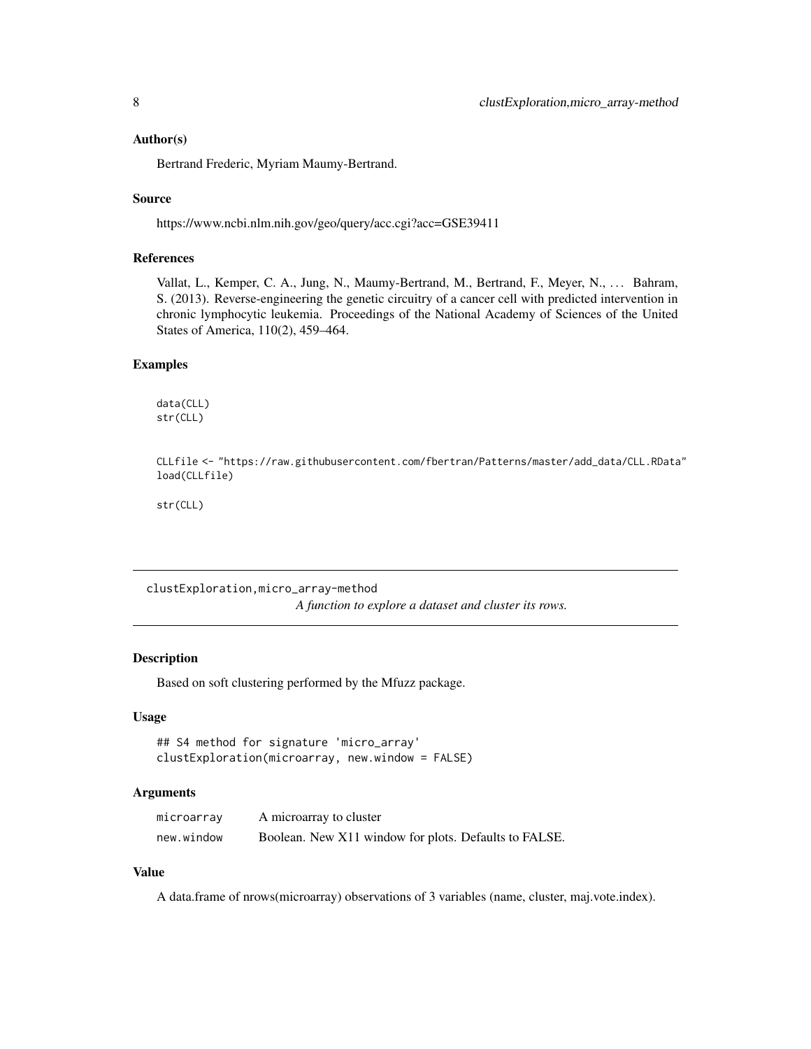### Author(s)

Bertrand Frederic, Myriam Maumy-Bertrand.

### Source

https://www.ncbi.nlm.nih.gov/geo/query/acc.cgi?acc=GSE39411

### References

Vallat, L., Kemper, C. A., Jung, N., Maumy-Bertrand, M., Bertrand, F., Meyer, N., … Bahram, S. (2013). Reverse-engineering the genetic circuitry of a cancer cell with predicted intervention in chronic lymphocytic leukemia. Proceedings of the National Academy of Sciences of the United States of America, 110(2), 459–464.

### Examples

```
data(CLL)
str(CLL)


CLLfile <- "https://raw.githubusercontent.com/fbertran/Patterns/master/add_data/CLL.RData"
load(CLLfile)

str(CLL)
```

---

## clustExploration,micro_array-method

*A function to explore a dataset and cluster its rows.*

---

### Description

Based on soft clustering performed by the Mfuzz package.

### Usage

```
## S4 method for signature 'micro_array'
clustExploration(microarray, new.window = FALSE)
```

### Arguments

| | |
|---|---|
| microarray | A microarray to cluster |
| new.window | Boolean. New X11 window for plots. Defaults to FALSE. |

### Value

A data.frame of nrows(microarray) observations of 3 variables (name, cluster, maj.vote.index).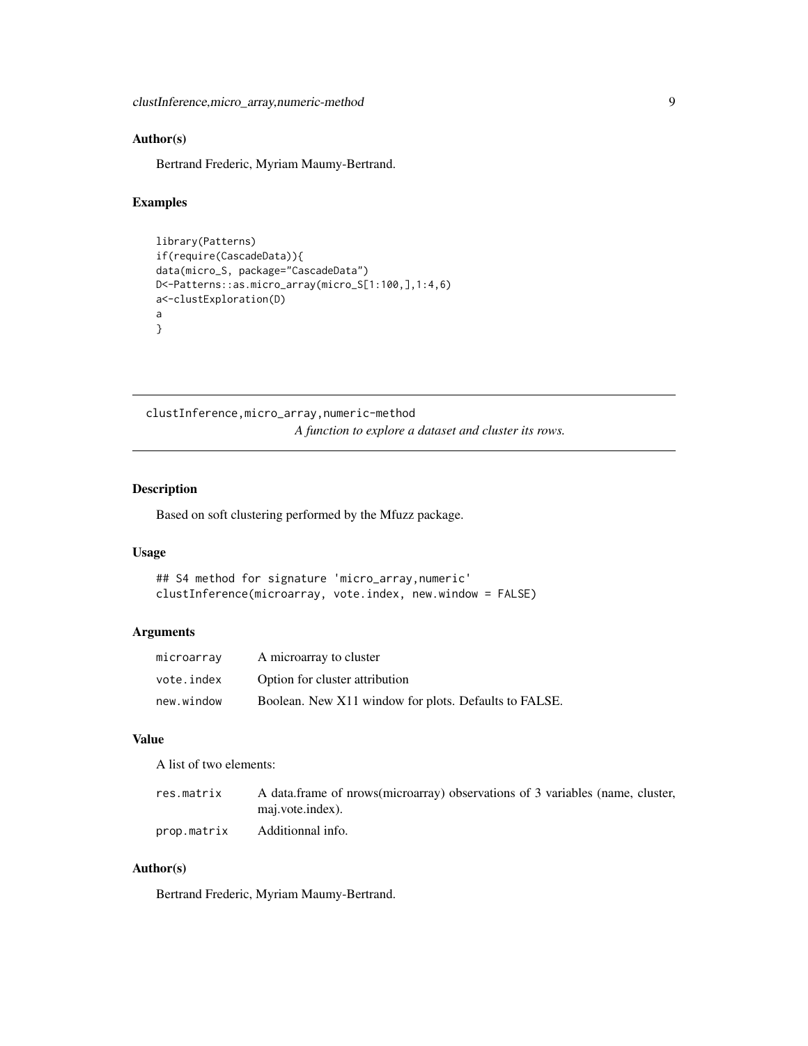## Author(s)

Bertrand Frederic, Myriam Maumy-Bertrand.

## Examples

```
library(Patterns)
if(require(CascadeData)){
data(micro_S, package="CascadeData")
D<-Patterns::as.micro_array(micro_S[1:100,],1:4,6)
a<-clustExploration(D)
a
}
```

---

# clustInference,micro_array,numeric-method

*A function to explore a dataset and cluster its rows.*

---

## Description

Based on soft clustering performed by the Mfuzz package.

## Usage

```
## S4 method for signature 'micro_array,numeric'
clustInference(microarray, vote.index, new.window = FALSE)
```

## Arguments

| | |
|---|---|
| `microarray` | A microarray to cluster |
| `vote.index` | Option for cluster attribution |
| `new.window` | Boolean. New X11 window for plots. Defaults to FALSE. |

## Value

A list of two elements:

| | |
|---|---|
| `res.matrix` | A data.frame of nrows(microarray) observations of 3 variables (name, cluster, maj.vote.index). |
| `prop.matrix` | Additionnal info. |

## Author(s)

Bertrand Frederic, Myriam Maumy-Bertrand.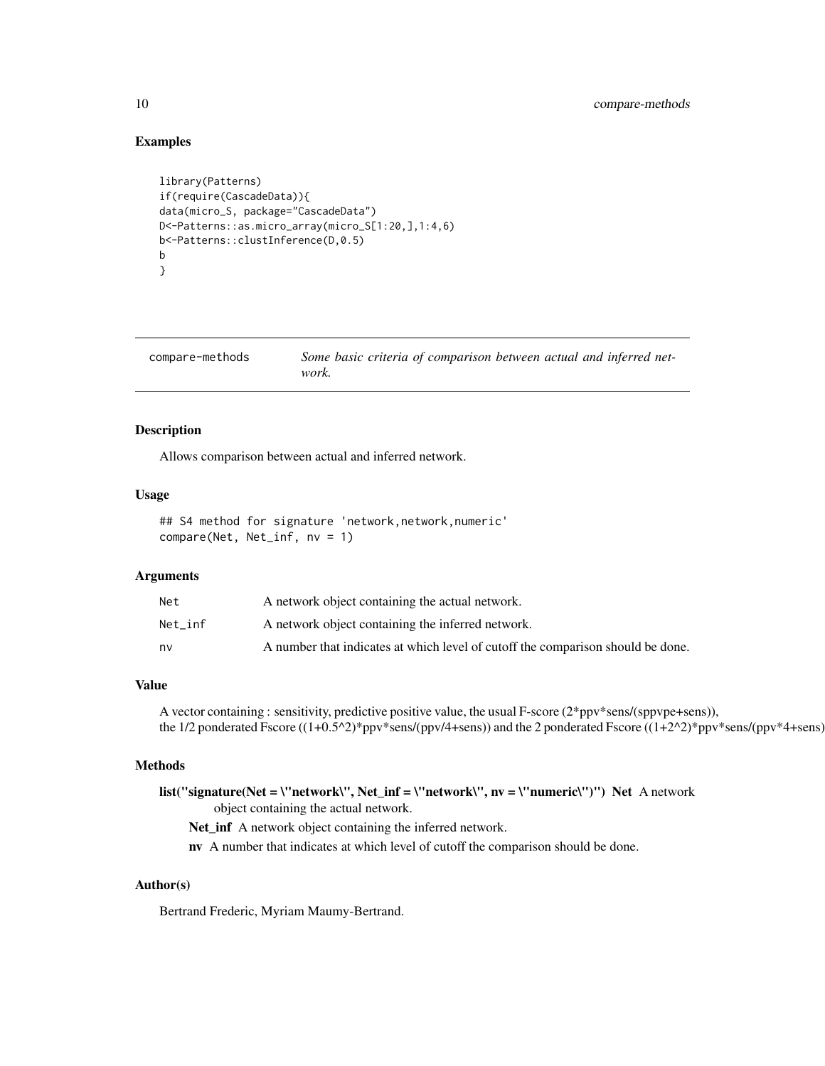## Examples

```
library(Patterns)
if(require(CascadeData)){
data(micro_S, package="CascadeData")
D<-Patterns::as.micro_array(micro_S[1:20,],1:4,6)
b<-Patterns::clustInference(D,0.5)
b
}
```

---

| compare-methods | *Some basic criteria of comparison between actual and inferred network.* |
| --- | --- |

---

### Description

Allows comparison between actual and inferred network.

### Usage

```
## S4 method for signature 'network,network,numeric'
compare(Net, Net_inf, nv = 1)
```

### Arguments

| | |
| --- | --- |
| `Net` | A network object containing the actual network. |
| `Net_inf` | A network object containing the inferred network. |
| `nv` | A number that indicates at which level of cutoff the comparison should be done. |

### Value

A vector containing : sensitivity, predictive positive value, the usual F-score (2*ppv*sens/(sppvpe+sens)), the 1/2 ponderated Fscore ((1+0.5^2)*ppv*sens/(ppv/4+sens)) and the 2 ponderated Fscore ((1+2^2)*ppv*sens/(ppv*4+sens))

### Methods

**list("signature(Net = \"network\", Net_inf = \"network\", nv = \"numeric\")") Net** A network object containing the actual network.

**Net_inf** A network object containing the inferred network.

**nv** A number that indicates at which level of cutoff the comparison should be done.

### Author(s)

Bertrand Frederic, Myriam Maumy-Bertrand.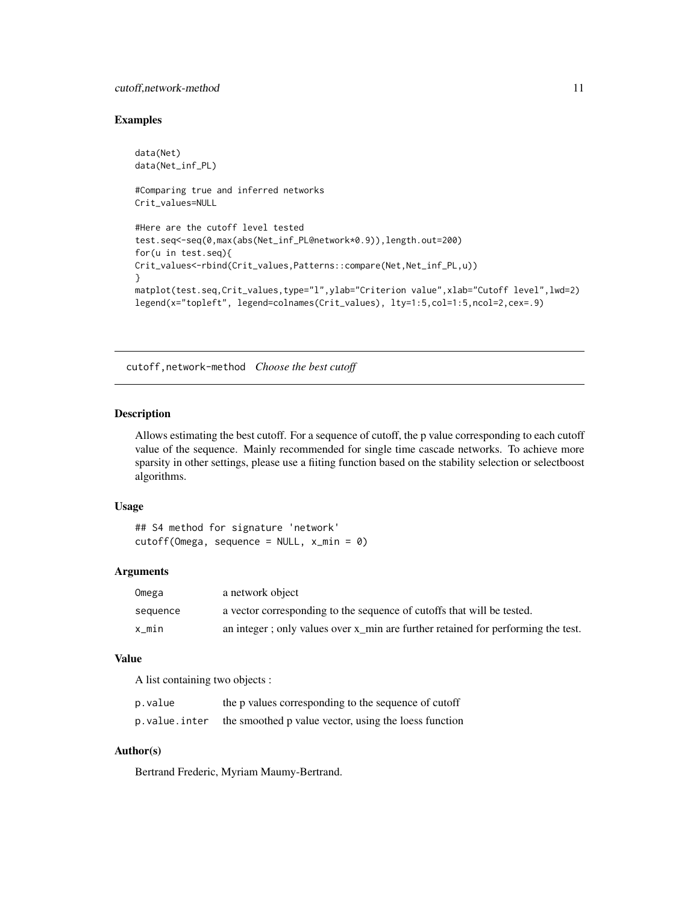## Examples

```
data(Net)
data(Net_inf_PL)

#Comparing true and inferred networks
Crit_values=NULL

#Here are the cutoff level tested
test.seq<-seq(0,max(abs(Net_inf_PL@network*0.9)),length.out=200)
for(u in test.seq){
Crit_values<-rbind(Crit_values,Patterns::compare(Net,Net_inf_PL,u))
}
matplot(test.seq,Crit_values,type="l",ylab="Criterion value",xlab="Cutoff level",lwd=2)
legend(x="topleft", legend=colnames(Crit_values), lty=1:5,col=1:5,ncol=2,cex=.9)
```

---

# cutoff,network-method *Choose the best cutoff*

## Description

Allows estimating the best cutoff. For a sequence of cutoff, the p value corresponding to each cutoff value of the sequence. Mainly recommended for single time cascade networks. To achieve more sparsity in other settings, please use a fiiting function based on the stability selection or selectboost algorithms.

## Usage

```
## S4 method for signature 'network'
cutoff(Omega, sequence = NULL, x_min = 0)
```

## Arguments

| | |
|---|---|
| Omega | a network object |
| sequence | a vector corresponding to the sequence of cutoffs that will be tested. |
| x_min | an integer ; only values over x_min are further retained for performing the test. |

## Value

A list containing two objects :

| | |
|---|---|
| p.value | the p values corresponding to the sequence of cutoff |
| p.value.inter | the smoothed p value vector, using the loess function |

## Author(s)

Bertrand Frederic, Myriam Maumy-Bertrand.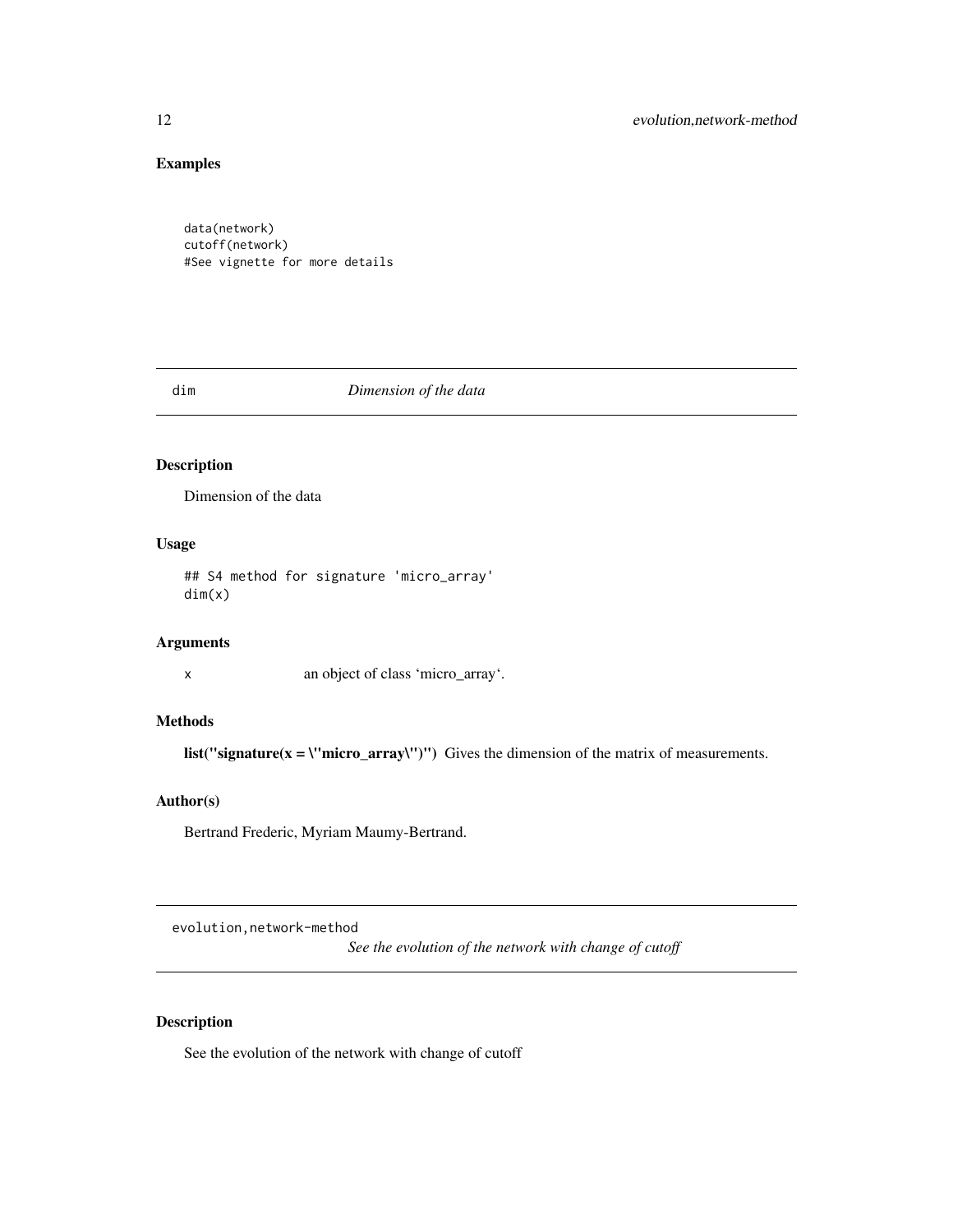## Examples

```
data(network)
cutoff(network)
#See vignette for more details
```

---

# dim — *Dimension of the data*

---

## Description

Dimension of the data

## Usage

```
## S4 method for signature 'micro_array'
dim(x)
```

## Arguments

x — an object of class ‘micro_array‘.

## Methods

**list("signature(x = \"micro_array\")")** Gives the dimension of the matrix of measurements.

## Author(s)

Bertrand Frederic, Myriam Maumy-Bertrand.

---

# evolution,network-method — *See the evolution of the network with change of cutoff*

---

## Description

See the evolution of the network with change of cutoff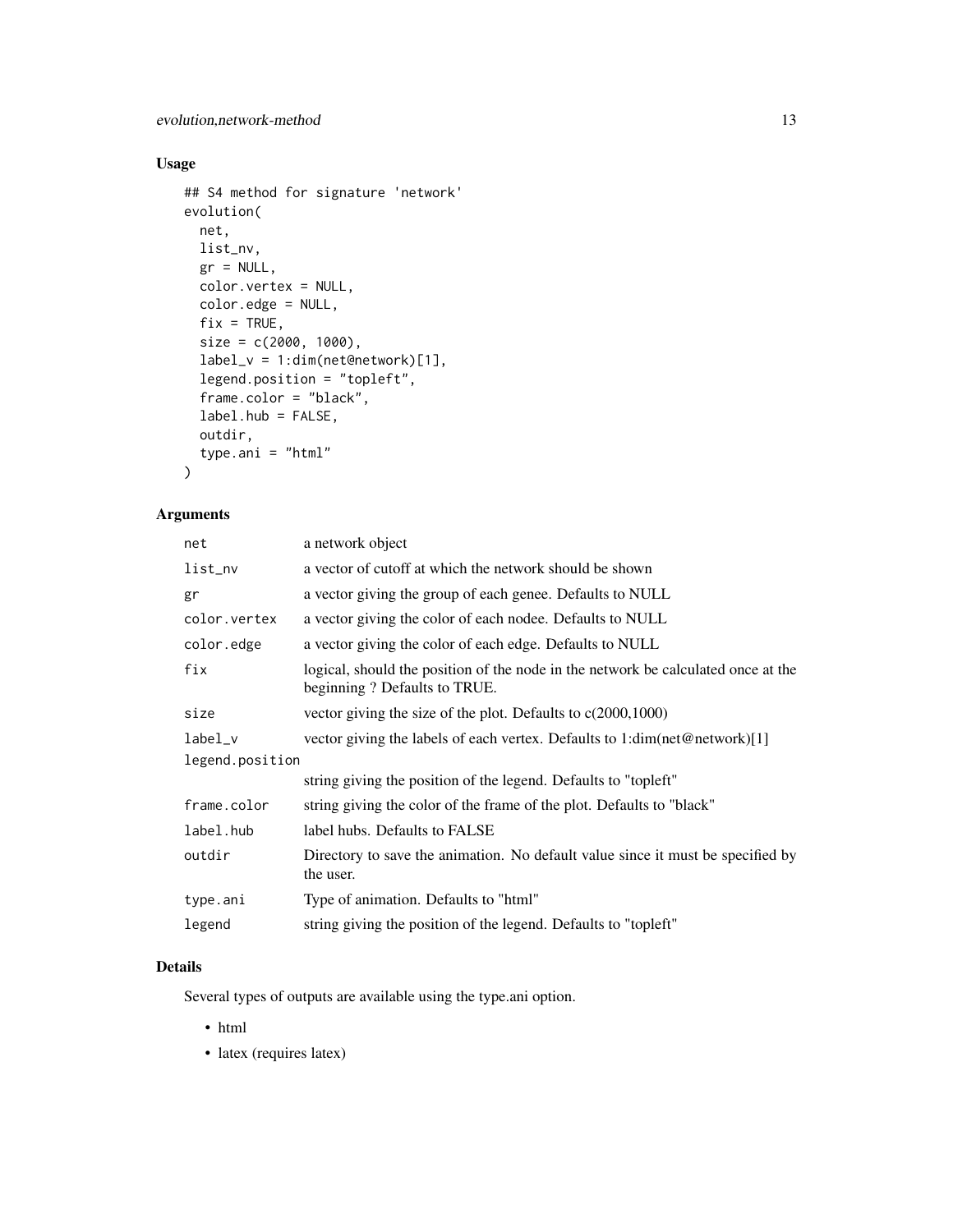## Usage

```
## S4 method for signature 'network'
evolution(
  net,
  list_nv,
  gr = NULL,
  color.vertex = NULL,
  color.edge = NULL,
  fix = TRUE,
  size = c(2000, 1000),
  label_v = 1:dim(net@network)[1],
  legend.position = "topleft",
  frame.color = "black",
  label.hub = FALSE,
  outdir,
  type.ani = "html"
)
```

## Arguments

| | |
|---|---|
| `net` | a network object |
| `list_nv` | a vector of cutoff at which the network should be shown |
| `gr` | a vector giving the group of each genee. Defaults to NULL |
| `color.vertex` | a vector giving the color of each nodee. Defaults to NULL |
| `color.edge` | a vector giving the color of each edge. Defaults to NULL |
| `fix` | logical, should the position of the node in the network be calculated once at the beginning ? Defaults to TRUE. |
| `size` | vector giving the size of the plot. Defaults to c(2000,1000) |
| `label_v` | vector giving the labels of each vertex. Defaults to 1:dim(net@network)[1] |
| `legend.position` | string giving the position of the legend. Defaults to "topleft" |
| `frame.color` | string giving the color of the frame of the plot. Defaults to "black" |
| `label.hub` | label hubs. Defaults to FALSE |
| `outdir` | Directory to save the animation. No default value since it must be specified by the user. |
| `type.ani` | Type of animation. Defaults to "html" |
| `legend` | string giving the position of the legend. Defaults to "topleft" |

## Details

Several types of outputs are available using the type.ani option.

- html
- latex (requires latex)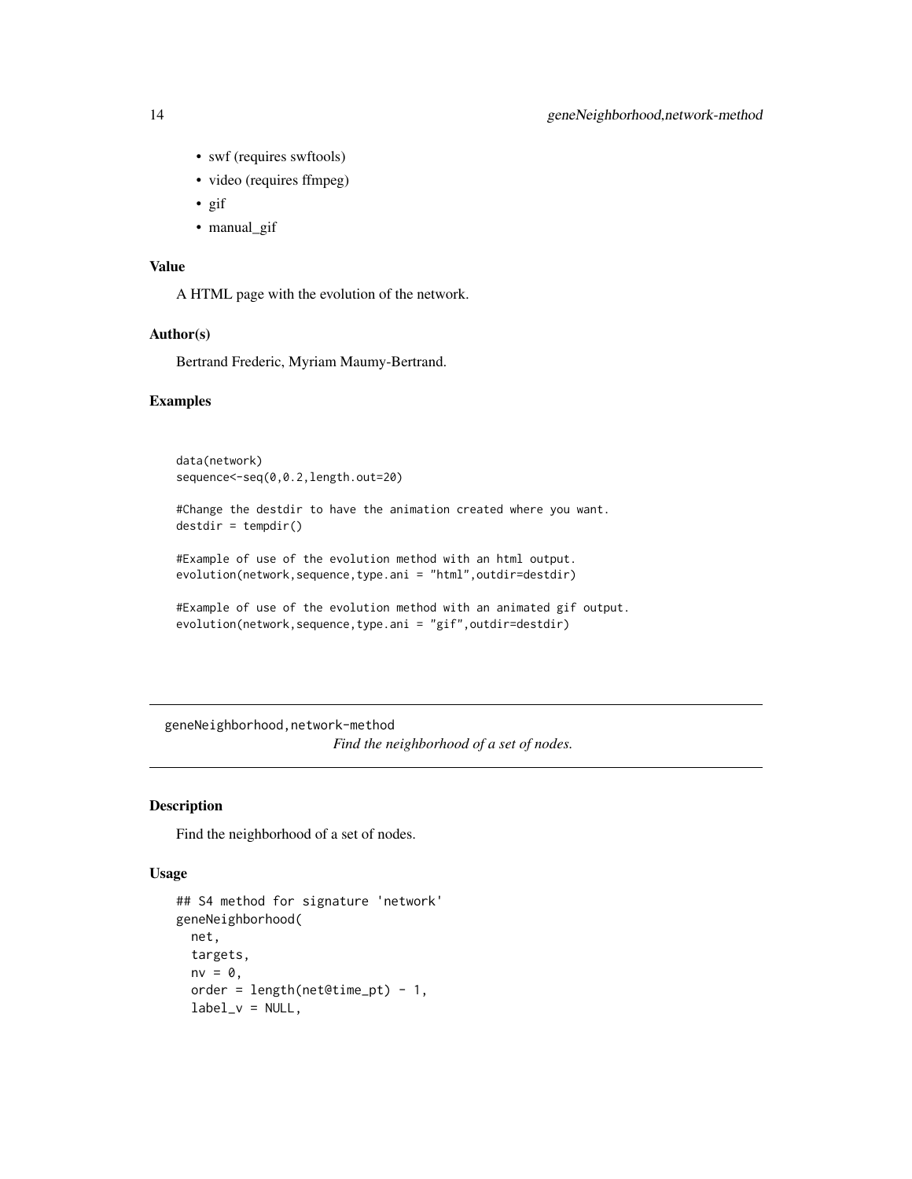- swf (requires swftools)
- video (requires ffmpeg)
- gif
- manual_gif

### Value

A HTML page with the evolution of the network.

### Author(s)

Bertrand Frederic, Myriam Maumy-Bertrand.

### Examples

```
data(network)
sequence<-seq(0,0.2,length.out=20)

#Change the destdir to have the animation created where you want.
destdir = tempdir()

#Example of use of the evolution method with an html output.
evolution(network,sequence,type.ani = "html",outdir=destdir)

#Example of use of the evolution method with an animated gif output.
evolution(network,sequence,type.ani = "gif",outdir=destdir)
```

---

## geneNeighborhood,network-method

*Find the neighborhood of a set of nodes.*

### Description

Find the neighborhood of a set of nodes.

### Usage

```
## S4 method for signature 'network'
geneNeighborhood(
  net,
  targets,
  nv = 0,
  order = length(net@time_pt) - 1,
  label_v = NULL,
```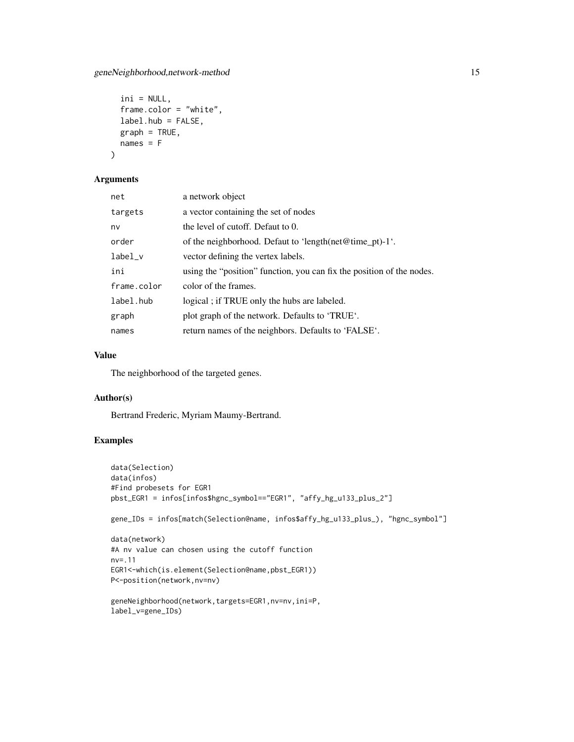```
  ini = NULL,
  frame.color = "white",
  label.hub = FALSE,
  graph = TRUE,
  names = F
)
```

## Arguments

| | |
|---|---|
| net | a network object |
| targets | a vector containing the set of nodes |
| nv | the level of cutoff. Defaut to 0. |
| order | of the neighborhood. Defaut to 'length(net@time_pt)-1'. |
| label_v | vector defining the vertex labels. |
| ini | using the "position" function, you can fix the position of the nodes. |
| frame.color | color of the frames. |
| label.hub | logical ; if TRUE only the hubs are labeled. |
| graph | plot graph of the network. Defaults to 'TRUE'. |
| names | return names of the neighbors. Defaults to 'FALSE'. |

## Value

The neighborhood of the targeted genes.

## Author(s)

Bertrand Frederic, Myriam Maumy-Bertrand.

## Examples

```
data(Selection)
data(infos)
#Find probesets for EGR1
pbst_EGR1 = infos[infos$hgnc_symbol=="EGR1", "affy_hg_u133_plus_2"]

gene_IDs = infos[match(Selection@name, infos$affy_hg_u133_plus_), "hgnc_symbol"]

data(network)
#A nv value can chosen using the cutoff function
nv=.11
EGR1<-which(is.element(Selection@name,pbst_EGR1))
P<-position(network,nv=nv)

geneNeighborhood(network,targets=EGR1,nv=nv,ini=P,
label_v=gene_IDs)
```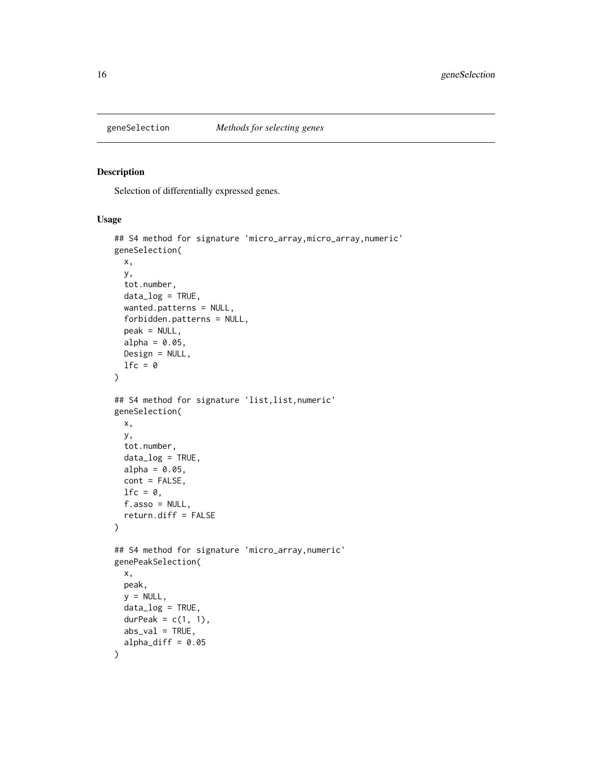geneSelection *Methods for selecting genes*

## Description

Selection of differentially expressed genes.

## Usage

```
## S4 method for signature 'micro_array,micro_array,numeric'
geneSelection(
  x,
  y,
  tot.number,
  data_log = TRUE,
  wanted.patterns = NULL,
  forbidden.patterns = NULL,
  peak = NULL,
  alpha = 0.05,
  Design = NULL,
  lfc = 0
)

## S4 method for signature 'list,list,numeric'
geneSelection(
  x,
  y,
  tot.number,
  data_log = TRUE,
  alpha = 0.05,
  cont = FALSE,
  lfc = 0,
  f.asso = NULL,
  return.diff = FALSE
)

## S4 method for signature 'micro_array,numeric'
genePeakSelection(
  x,
  peak,
  y = NULL,
  data_log = TRUE,
  durPeak = c(1, 1),
  abs_val = TRUE,
  alpha_diff = 0.05
)
```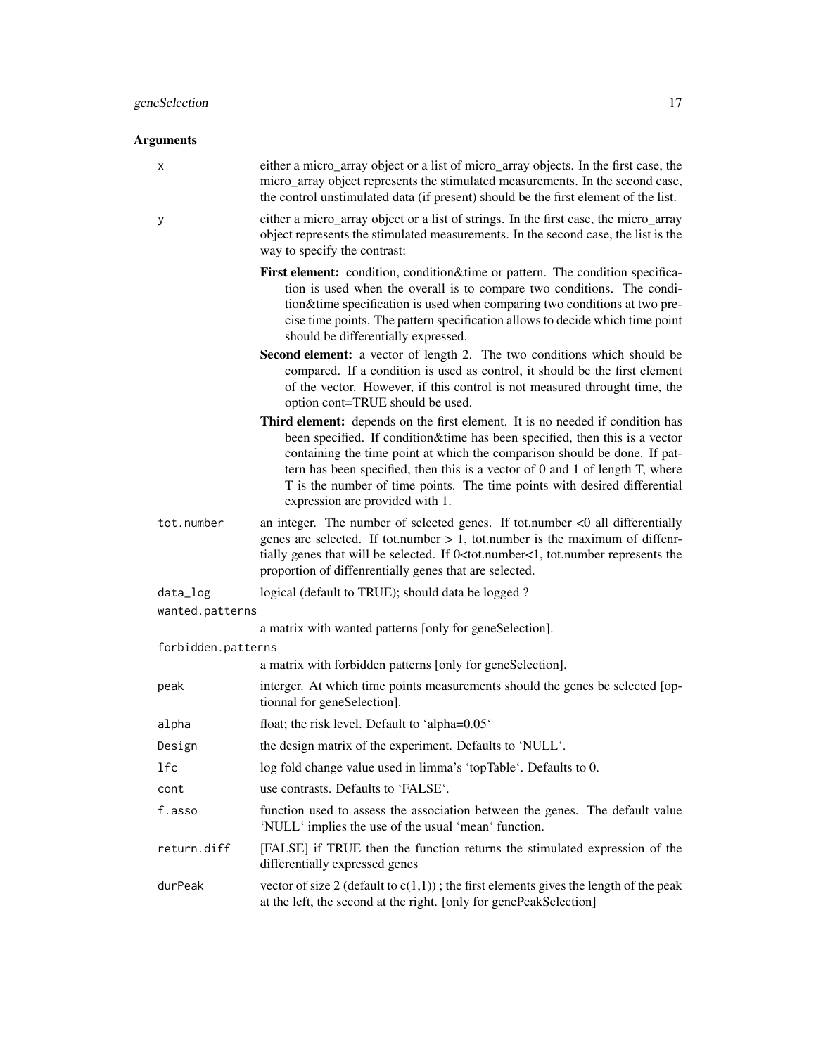### Arguments

| | |
|---|---|
| `x` | either a micro_array object or a list of micro_array objects. In the first case, the micro_array object represents the stimulated measurements. In the second case, the control unstimulated data (if present) should be the first element of the list. |
| `y` | either a micro_array object or a list of strings. In the first case, the micro_array object represents the stimulated measurements. In the second case, the list is the way to specify the contrast: |

- **First element:** condition, condition&time or pattern. The condition specification is used when the overall is to compare two conditions. The condition&time specification is used when comparing two conditions at two precise time points. The pattern specification allows to decide which time point should be differentially expressed.
- **Second element:** a vector of length 2. The two conditions which should be compared. If a condition is used as control, it should be the first element of the vector. However, if this control is not measured throught time, the option cont=TRUE should be used.
- **Third element:** depends on the first element. It is no needed if condition has been specified. If condition&time has been specified, then this is a vector containing the time point at which the comparison should be done. If pattern has been specified, then this is a vector of 0 and 1 of length T, where T is the number of time points. The time points with desired differential expression are provided with 1.

| | |
|---|---|
| `tot.number` | an integer. The number of selected genes. If tot.number <0 all differentially genes are selected. If tot.number > 1, tot.number is the maximum of diffenrtially genes that will be selected. If 0<tot.number<1, tot.number represents the proportion of diffenrentially genes that are selected. |
| `data_log` | logical (default to TRUE); should data be logged ? |
| `wanted.patterns` | a matrix with wanted patterns [only for geneSelection]. |
| `forbidden.patterns` | a matrix with forbidden patterns [only for geneSelection]. |
| `peak` | interger. At which time points measurements should the genes be selected [optionnal for geneSelection]. |
| `alpha` | float; the risk level. Default to 'alpha=0.05' |
| `Design` | the design matrix of the experiment. Defaults to 'NULL'. |
| `lfc` | log fold change value used in limma's 'topTable'. Defaults to 0. |
| `cont` | use contrasts. Defaults to 'FALSE'. |
| `f.asso` | function used to assess the association between the genes. The default value 'NULL' implies the use of the usual 'mean' function. |
| `return.diff` | [FALSE] if TRUE then the function returns the stimulated expression of the differentially expressed genes |
| `durPeak` | vector of size 2 (default to c(1,1)) ; the first elements gives the length of the peak at the left, the second at the right. [only for genePeakSelection] |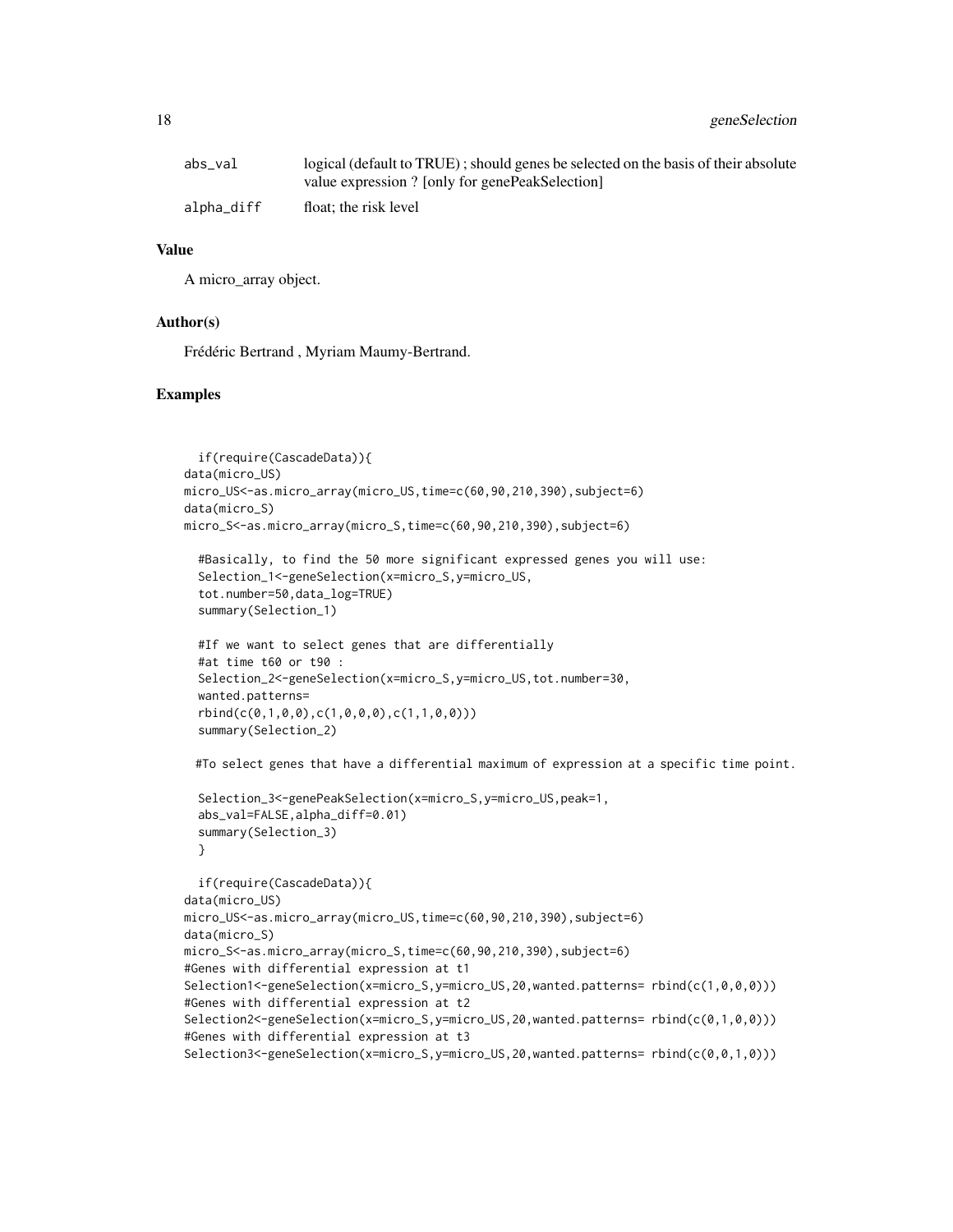| | |
|---|---|
| abs_val | logical (default to TRUE) ; should genes be selected on the basis of their absolute value expression ? [only for genePeakSelection] |
| alpha_diff | float; the risk level |

### Value

A micro_array object.

### Author(s)

Frédéric Bertrand , Myriam Maumy-Bertrand.

### Examples

```
  if(require(CascadeData)){
data(micro_US)
micro_US<-as.micro_array(micro_US,time=c(60,90,210,390),subject=6)
data(micro_S)
micro_S<-as.micro_array(micro_S,time=c(60,90,210,390),subject=6)

  #Basically, to find the 50 more significant expressed genes you will use:
  Selection_1<-geneSelection(x=micro_S,y=micro_US,
  tot.number=50,data_log=TRUE)
  summary(Selection_1)

  #If we want to select genes that are differentially
  #at time t60 or t90 :
  Selection_2<-geneSelection(x=micro_S,y=micro_US,tot.number=30,
  wanted.patterns=
  rbind(c(0,1,0,0),c(1,0,0,0),c(1,1,0,0)))
  summary(Selection_2)

 #To select genes that have a differential maximum of expression at a specific time point.

  Selection_3<-genePeakSelection(x=micro_S,y=micro_US,peak=1,
  abs_val=FALSE,alpha_diff=0.01)
  summary(Selection_3)
  }

  if(require(CascadeData)){
data(micro_US)
micro_US<-as.micro_array(micro_US,time=c(60,90,210,390),subject=6)
data(micro_S)
micro_S<-as.micro_array(micro_S,time=c(60,90,210,390),subject=6)
#Genes with differential expression at t1
Selection1<-geneSelection(x=micro_S,y=micro_US,20,wanted.patterns= rbind(c(1,0,0,0)))
#Genes with differential expression at t2
Selection2<-geneSelection(x=micro_S,y=micro_US,20,wanted.patterns= rbind(c(0,1,0,0)))
#Genes with differential expression at t3
Selection3<-geneSelection(x=micro_S,y=micro_US,20,wanted.patterns= rbind(c(0,0,1,0)))
```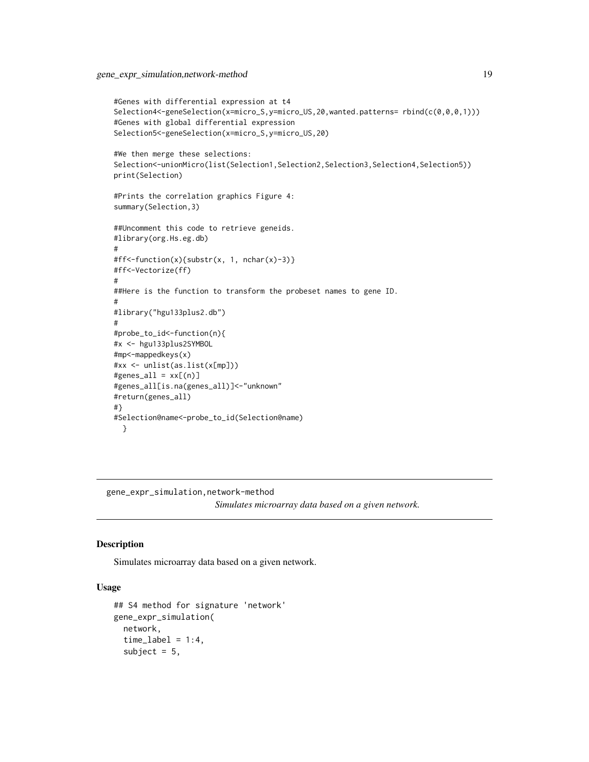```
#Genes with differential expression at t4
Selection4<-geneSelection(x=micro_S,y=micro_US,20,wanted.patterns= rbind(c(0,0,0,1)))
#Genes with global differential expression
Selection5<-geneSelection(x=micro_S,y=micro_US,20)

#We then merge these selections:
Selection<-unionMicro(list(Selection1,Selection2,Selection3,Selection4,Selection5))
print(Selection)

#Prints the correlation graphics Figure 4:
summary(Selection,3)

##Uncomment this code to retrieve geneids.
#library(org.Hs.eg.db)
#
#ff<-function(x){substr(x, 1, nchar(x)-3)}
#ff<-Vectorize(ff)
#
##Here is the function to transform the probeset names to gene ID.
#
#library("hgu133plus2.db")
#
#probe_to_id<-function(n){
#x <- hgu133plus2SYMBOL
#mp<-mappedkeys(x)
#xx <- unlist(as.list(x[mp]))
#genes_all = xx[(n)]
#genes_all[is.na(genes_all)]<-"unknown"
#return(genes_all)
#}
#Selection@name<-probe_to_id(Selection@name)
  }
```

---

## gene_expr_simulation,network-method

*Simulates microarray data based on a given network.*

---

### Description

Simulates microarray data based on a given network.

### Usage

```
## S4 method for signature 'network'
gene_expr_simulation(
  network,
  time_label = 1:4,
  subject = 5,
```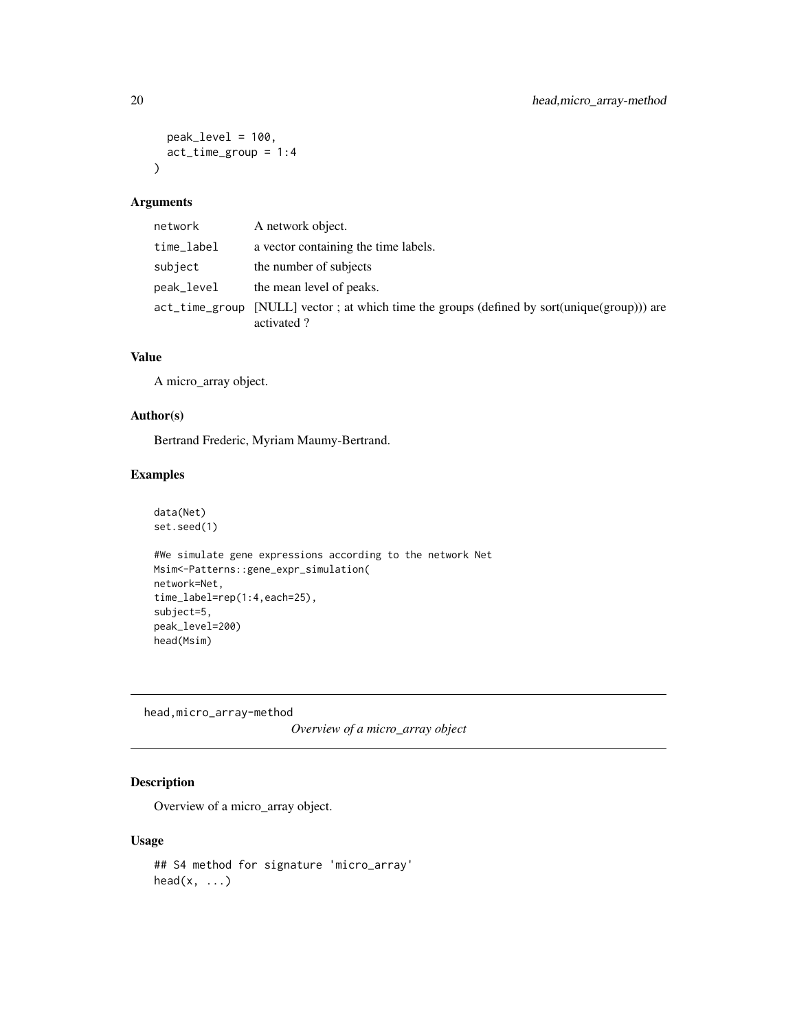```
  peak_level = 100,
  act_time_group = 1:4
)
```

### Arguments

| | |
|---|---|
| network | A network object. |
| time_label | a vector containing the time labels. |
| subject | the number of subjects |
| peak_level | the mean level of peaks. |
| act_time_group | [NULL] vector ; at which time the groups (defined by sort(unique(group))) are activated ? |

### Value

A micro_array object.

### Author(s)

Bertrand Frederic, Myriam Maumy-Bertrand.

### Examples

```
data(Net)
set.seed(1)

#We simulate gene expressions according to the network Net
Msim<-Patterns::gene_expr_simulation(
network=Net,
time_label=rep(1:4,each=25),
subject=5,
peak_level=200)
head(Msim)
```

---

## head,micro_array-method *Overview of a micro_array object*

---

### Description

Overview of a micro_array object.

### Usage

```
## S4 method for signature 'micro_array'
head(x, ...)
```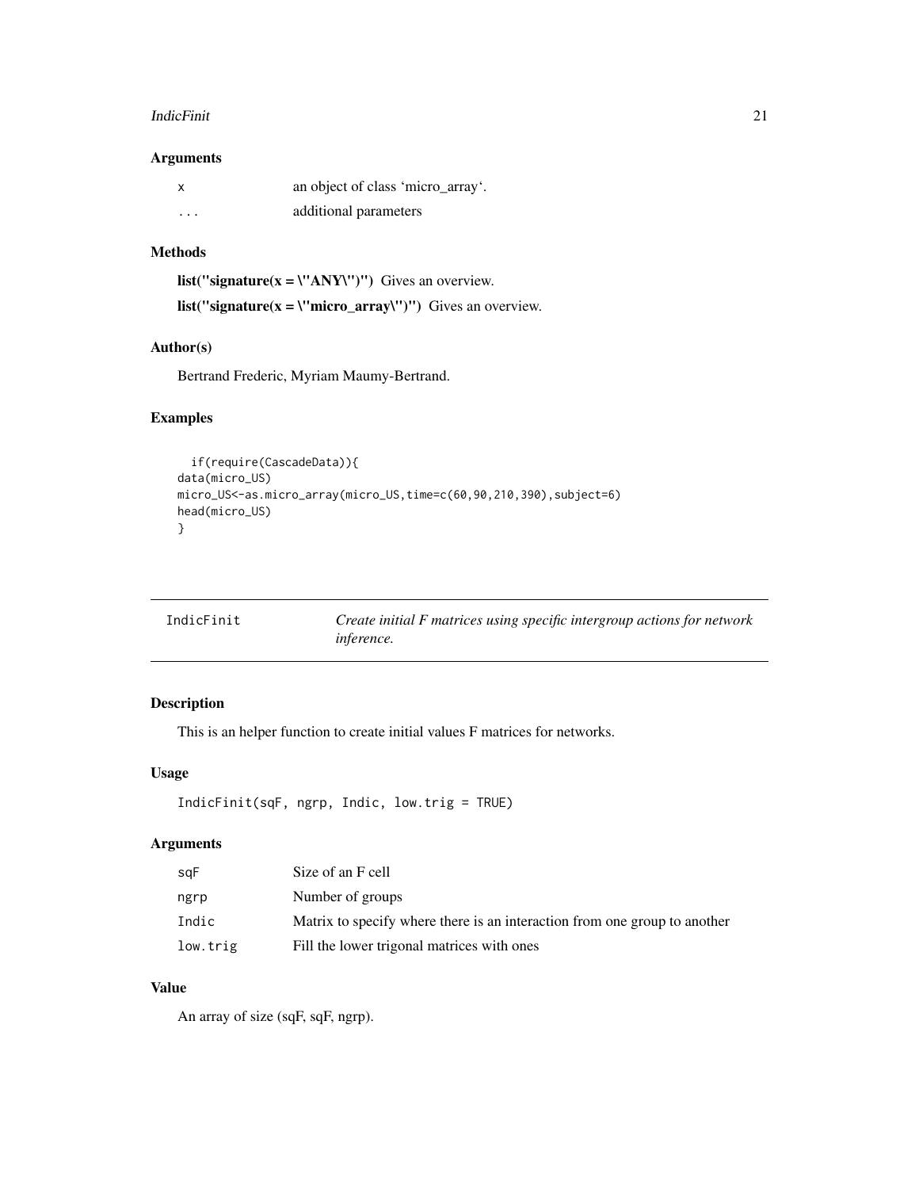### Arguments

| | |
|---|---|
| x | an object of class 'micro_array'. |
| ... | additional parameters |

### Methods

**list("signature(x = \"ANY\")")** Gives an overview.

**list("signature(x = \"micro_array\")")** Gives an overview.

### Author(s)

Bertrand Frederic, Myriam Maumy-Bertrand.

### Examples

```
  if(require(CascadeData)){
data(micro_US)
micro_US<-as.micro_array(micro_US,time=c(60,90,210,390),subject=6)
head(micro_US)
}
```

---

## IndicFinit — *Create initial F matrices using specific intergroup actions for network inference.*

---

### Description

This is an helper function to create initial values F matrices for networks.

### Usage

```
IndicFinit(sqF, ngrp, Indic, low.trig = TRUE)
```

### Arguments

| | |
|---|---|
| sqF | Size of an F cell |
| ngrp | Number of groups |
| Indic | Matrix to specify where there is an interaction from one group to another |
| low.trig | Fill the lower trigonal matrices with ones |

### Value

An array of size (sqF, sqF, ngrp).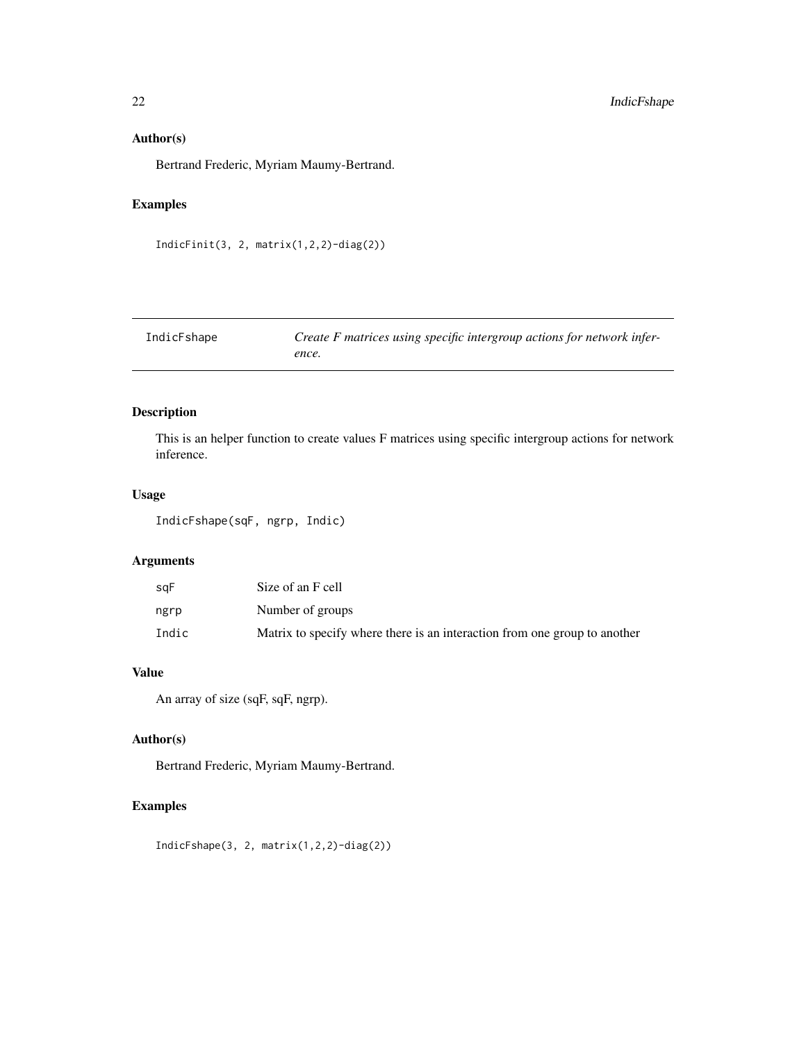### Author(s)

Bertrand Frederic, Myriam Maumy-Bertrand.

### Examples

```
IndicFinit(3, 2, matrix(1,2,2)-diag(2))
```

## IndicFshape — *Create F matrices using specific intergroup actions for network inference.*

### Description

This is an helper function to create values F matrices using specific intergroup actions for network inference.

### Usage

```
IndicFshape(sqF, ngrp, Indic)
```

### Arguments

| | |
|---|---|
| sqF | Size of an F cell |
| ngrp | Number of groups |
| Indic | Matrix to specify where there is an interaction from one group to another |

### Value

An array of size (sqF, sqF, ngrp).

### Author(s)

Bertrand Frederic, Myriam Maumy-Bertrand.

### Examples

```
IndicFshape(3, 2, matrix(1,2,2)-diag(2))
```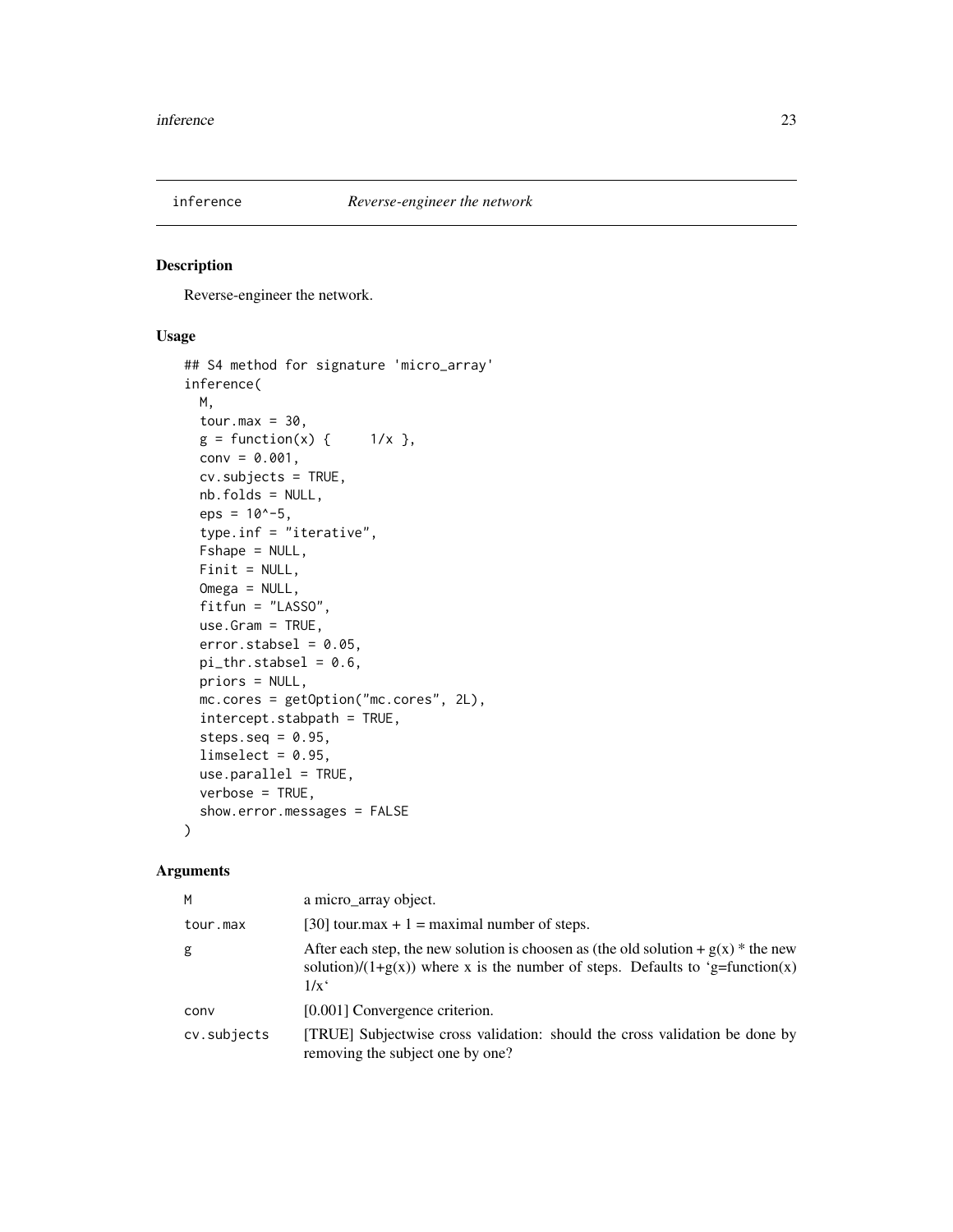# inference — *Reverse-engineer the network*

## Description

Reverse-engineer the network.

## Usage

```
## S4 method for signature 'micro_array'
inference(
  M,
  tour.max = 30,
  g = function(x) {     1/x },
  conv = 0.001,
  cv.subjects = TRUE,
  nb.folds = NULL,
  eps = 10^-5,
  type.inf = "iterative",
  Fshape = NULL,
  Finit = NULL,
  Omega = NULL,
  fitfun = "LASSO",
  use.Gram = TRUE,
  error.stabsel = 0.05,
  pi_thr.stabsel = 0.6,
  priors = NULL,
  mc.cores = getOption("mc.cores", 2L),
  intercept.stabpath = TRUE,
  steps.seq = 0.95,
  limselect = 0.95,
  use.parallel = TRUE,
  verbose = TRUE,
  show.error.messages = FALSE
)
```

## Arguments

| | |
|---|---|
| `M` | a micro_array object. |
| `tour.max` | [30] tour.max + 1 = maximal number of steps. |
| `g` | After each step, the new solution is choosen as (the old solution + g(x) * the new solution)/(1+g(x)) where x is the number of steps. Defaults to 'g=function(x) 1/x' |
| `conv` | [0.001] Convergence criterion. |
| `cv.subjects` | [TRUE] Subjectwise cross validation: should the cross validation be done by removing the subject one by one? |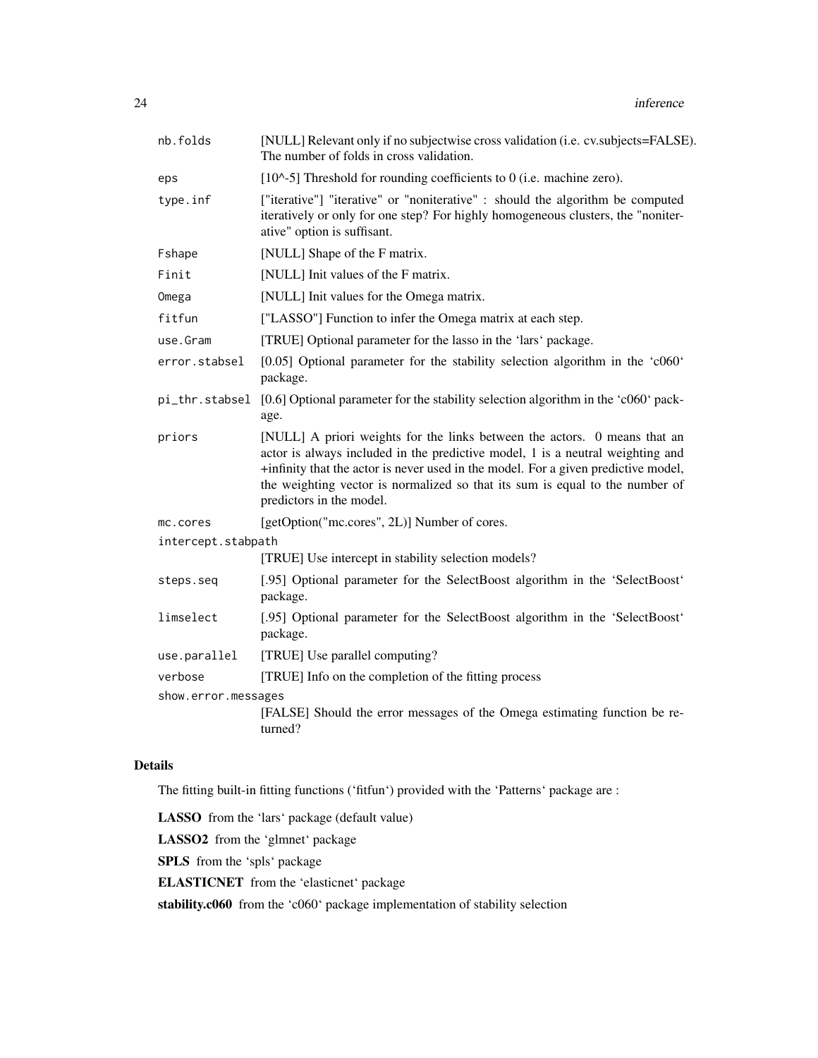| | |
|---|---|
| nb.folds | [NULL] Relevant only if no subjectwise cross validation (i.e. cv.subjects=FALSE). The number of folds in cross validation. |
| eps | [10^-5] Threshold for rounding coefficients to 0 (i.e. machine zero). |
| type.inf | ["iterative"] "iterative" or "noniterative" : should the algorithm be computed iteratively or only for one step? For highly homogeneous clusters, the "noniterative" option is suffisant. |
| Fshape | [NULL] Shape of the F matrix. |
| Finit | [NULL] Init values of the F matrix. |
| Omega | [NULL] Init values for the Omega matrix. |
| fitfun | ["LASSO"] Function to infer the Omega matrix at each step. |
| use.Gram | [TRUE] Optional parameter for the lasso in the 'lars' package. |
| error.stabsel | [0.05] Optional parameter for the stability selection algorithm in the 'c060' package. |
| pi_thr.stabsel | [0.6] Optional parameter for the stability selection algorithm in the 'c060' package. |
| priors | [NULL] A priori weights for the links between the actors. 0 means that an actor is always included in the predictive model, 1 is a neutral weighting and +infinity that the actor is never used in the model. For a given predictive model, the weighting vector is normalized so that its sum is equal to the number of predictors in the model. |
| mc.cores | [getOption("mc.cores", 2L)] Number of cores. |
| intercept.stabpath | [TRUE] Use intercept in stability selection models? |
| steps.seq | [.95] Optional parameter for the SelectBoost algorithm in the 'SelectBoost' package. |
| limselect | [.95] Optional parameter for the SelectBoost algorithm in the 'SelectBoost' package. |
| use.parallel | [TRUE] Use parallel computing? |
| verbose | [TRUE] Info on the completion of the fitting process |
| show.error.messages | [FALSE] Should the error messages of the Omega estimating function be returned? |

## Details

The fitting built-in fitting functions ('fitfun') provided with the 'Patterns' package are :

**LASSO** from the 'lars' package (default value)

**LASSO2** from the 'glmnet' package

**SPLS** from the 'spls' package

**ELASTICNET** from the 'elasticnet' package

**stability.c060** from the 'c060' package implementation of stability selection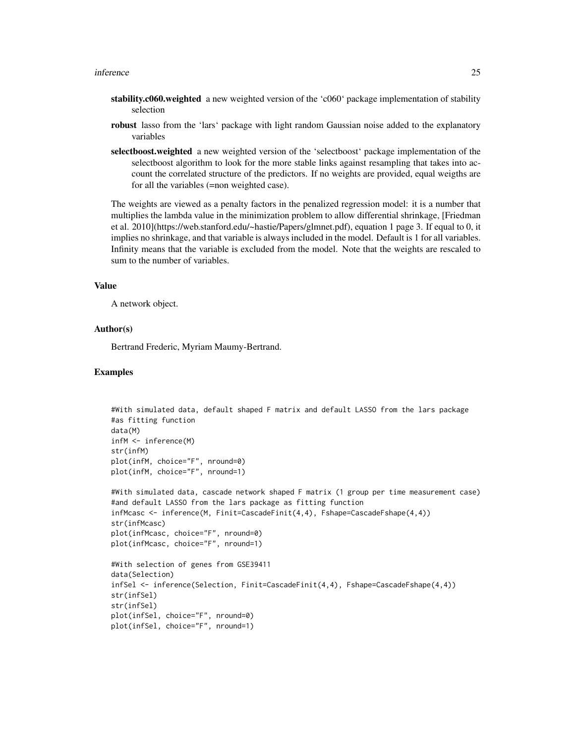**stability.c060.weighted** a new weighted version of the 'c060' package implementation of stability selection

**robust** lasso from the 'lars' package with light random Gaussian noise added to the explanatory variables

**selectboost.weighted** a new weighted version of the 'selectboost' package implementation of the selectboost algorithm to look for the more stable links against resampling that takes into account the correlated structure of the predictors. If no weights are provided, equal weigths are for all the variables (=non weighted case).

The weights are viewed as a penalty factors in the penalized regression model: it is a number that multiplies the lambda value in the minimization problem to allow differential shrinkage, [Friedman et al. 2010](https://web.stanford.edu/~hastie/Papers/glmnet.pdf), equation 1 page 3. If equal to 0, it implies no shrinkage, and that variable is always included in the model. Default is 1 for all variables. Infinity means that the variable is excluded from the model. Note that the weights are rescaled to sum to the number of variables.

### Value

A network object.

### Author(s)

Bertrand Frederic, Myriam Maumy-Bertrand.

### Examples

```
#With simulated data, default shaped F matrix and default LASSO from the lars package
#as fitting function
data(M)
infM <- inference(M)
str(infM)
plot(infM, choice="F", nround=0)
plot(infM, choice="F", nround=1)

#With simulated data, cascade network shaped F matrix (1 group per time measurement case)
#and default LASSO from the lars package as fitting function
infMcasc <- inference(M, Finit=CascadeFinit(4,4), Fshape=CascadeFshape(4,4))
str(infMcasc)
plot(infMcasc, choice="F", nround=0)
plot(infMcasc, choice="F", nround=1)

#With selection of genes from GSE39411
data(Selection)
infSel <- inference(Selection, Finit=CascadeFinit(4,4), Fshape=CascadeFshape(4,4))
str(infSel)
str(infSel)
plot(infSel, choice="F", nround=0)
plot(infSel, choice="F", nround=1)
```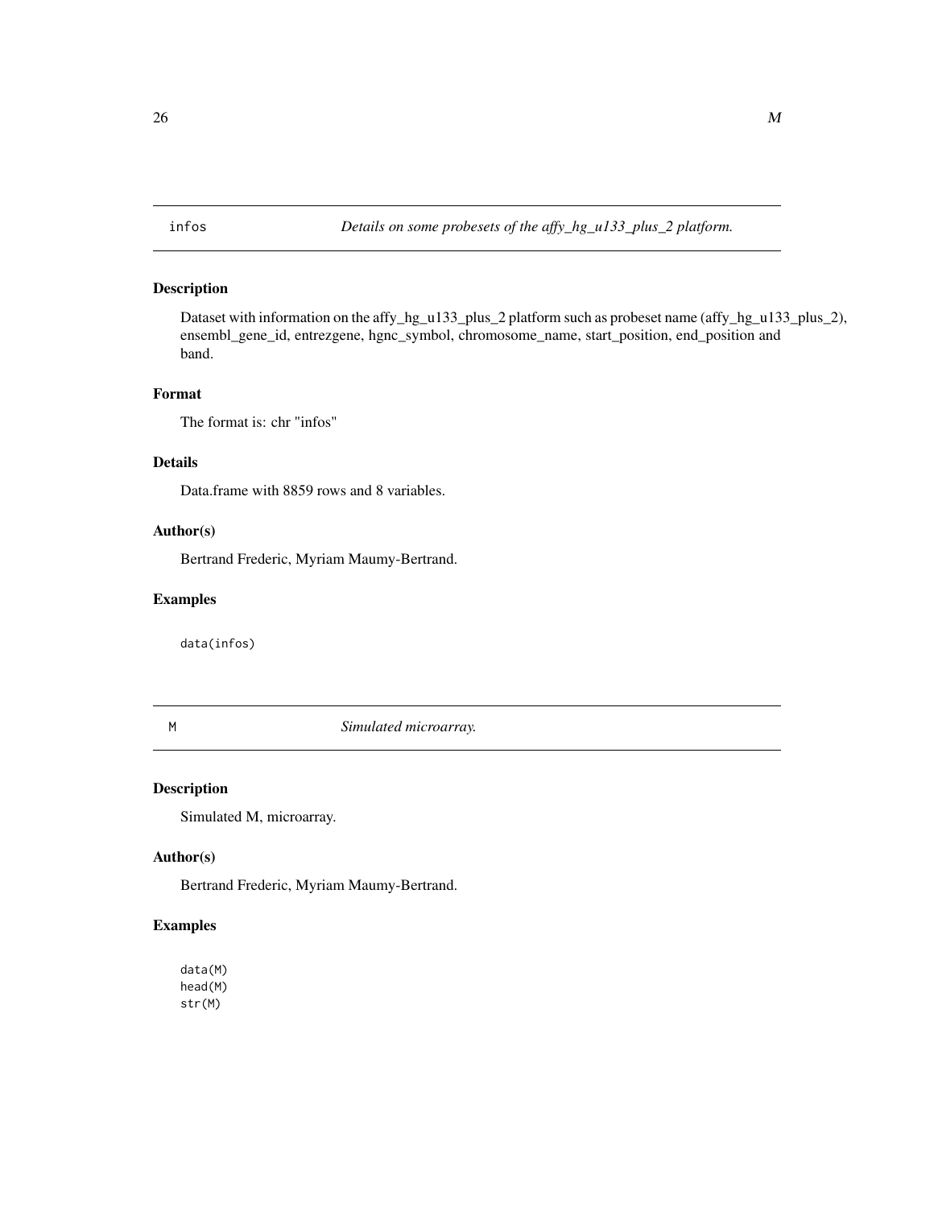## infos    *Details on some probesets of the affy_hg_u133_plus_2 platform.*

### Description

Dataset with information on the affy_hg_u133_plus_2 platform such as probeset name (affy_hg_u133_plus_2), ensembl_gene_id, entrezgene, hgnc_symbol, chromosome_name, start_position, end_position and band.

### Format

The format is: chr "infos"

### Details

Data.frame with 8859 rows and 8 variables.

### Author(s)

Bertrand Frederic, Myriam Maumy-Bertrand.

### Examples

```
data(infos)
```

## M    *Simulated microarray.*

### Description

Simulated M, microarray.

### Author(s)

Bertrand Frederic, Myriam Maumy-Bertrand.

### Examples

```
data(M)
head(M)
str(M)
```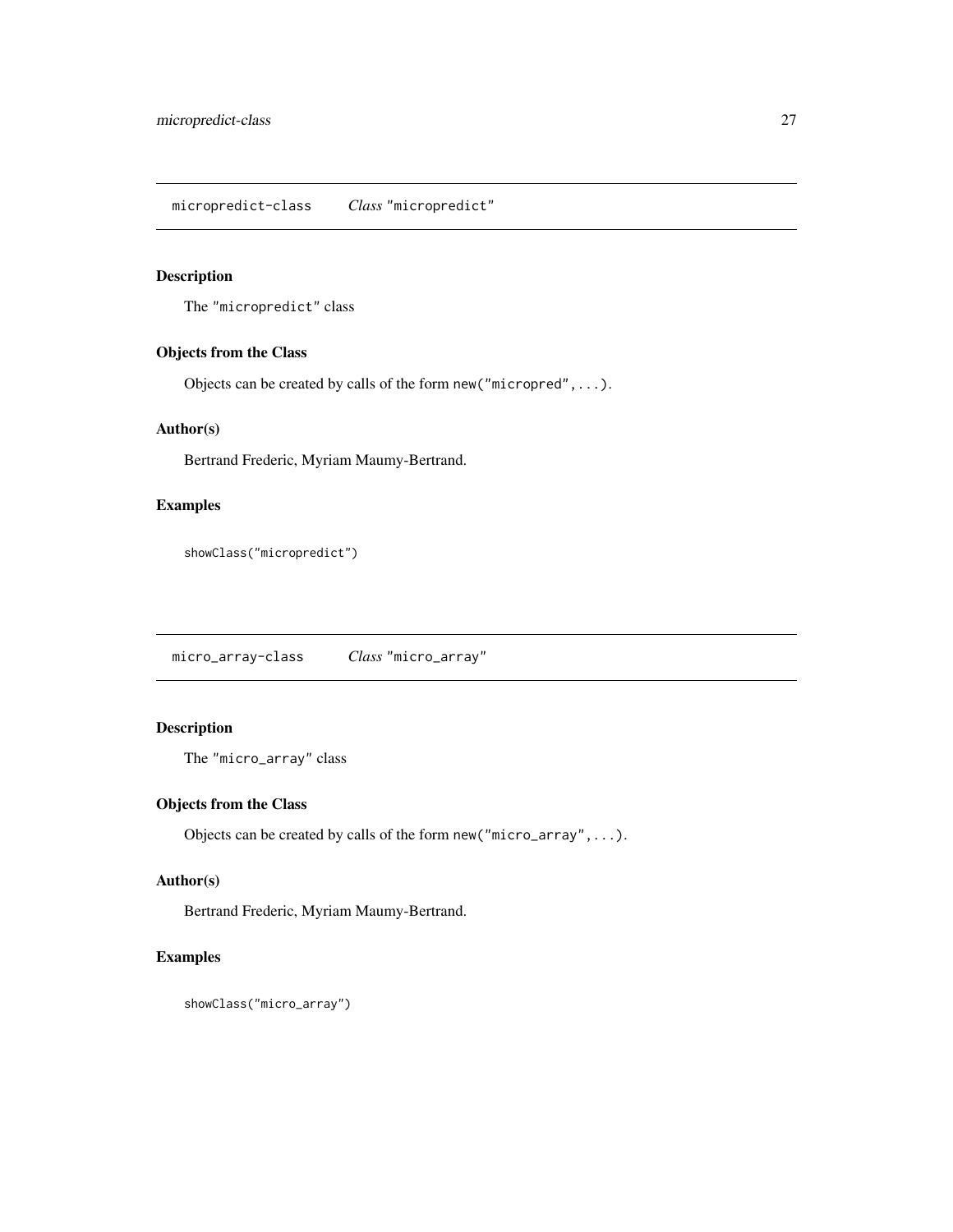## micropredict-class *Class* "micropredict"

### Description

The "micropredict" class

### Objects from the Class

Objects can be created by calls of the form `new("micropred",...)`.

### Author(s)

Bertrand Frederic, Myriam Maumy-Bertrand.

### Examples

```
showClass("micropredict")
```

## micro_array-class *Class* "micro_array"

### Description

The "micro_array" class

### Objects from the Class

Objects can be created by calls of the form `new("micro_array",...)`.

### Author(s)

Bertrand Frederic, Myriam Maumy-Bertrand.

### Examples

```
showClass("micro_array")
```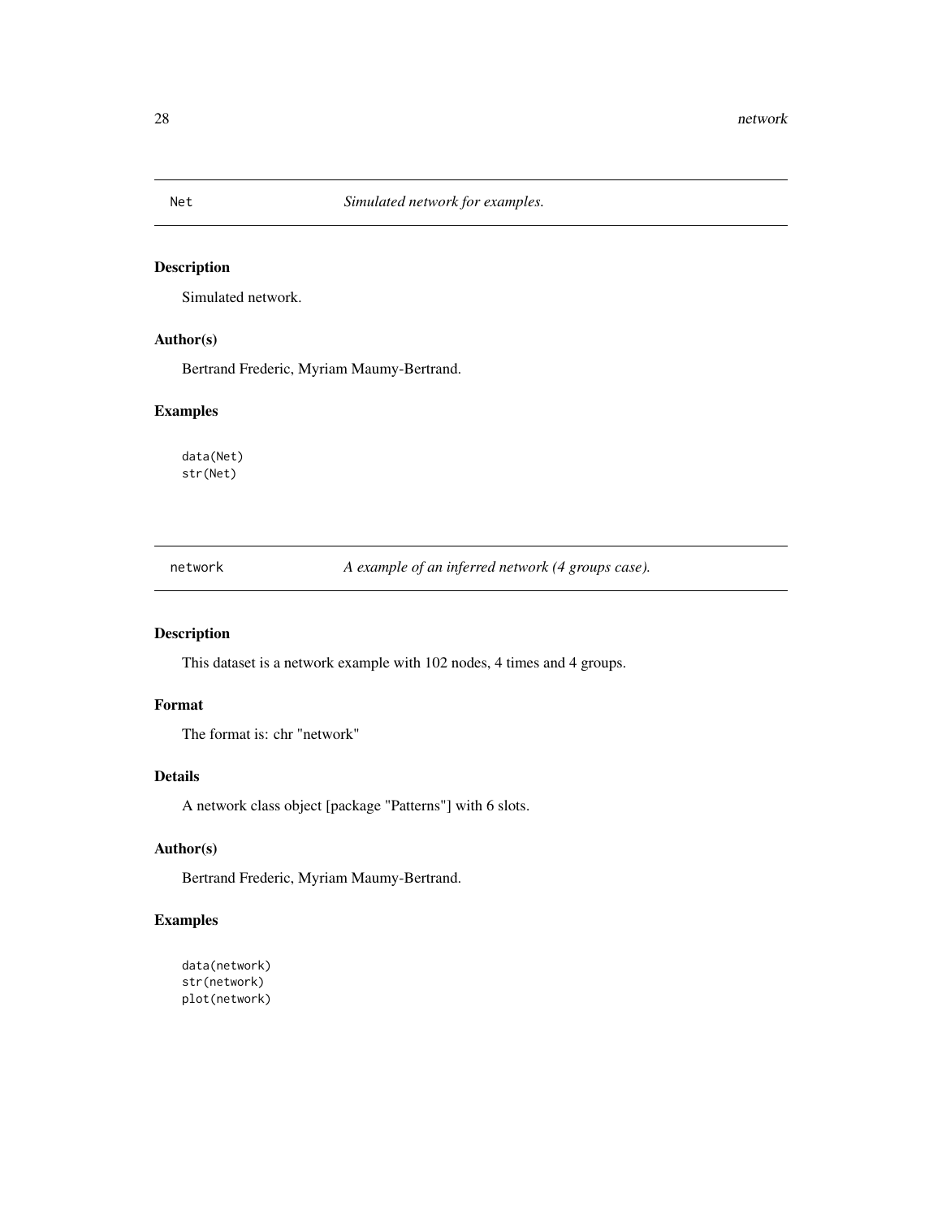## Net — *Simulated network for examples.*

### Description

Simulated network.

### Author(s)

Bertrand Frederic, Myriam Maumy-Bertrand.

### Examples

```
data(Net)
str(Net)
```

## network — *A example of an inferred network (4 groups case).*

### Description

This dataset is a network example with 102 nodes, 4 times and 4 groups.

### Format

The format is: chr "network"

### Details

A network class object [package "Patterns"] with 6 slots.

### Author(s)

Bertrand Frederic, Myriam Maumy-Bertrand.

### Examples

```
data(network)
str(network)
plot(network)
```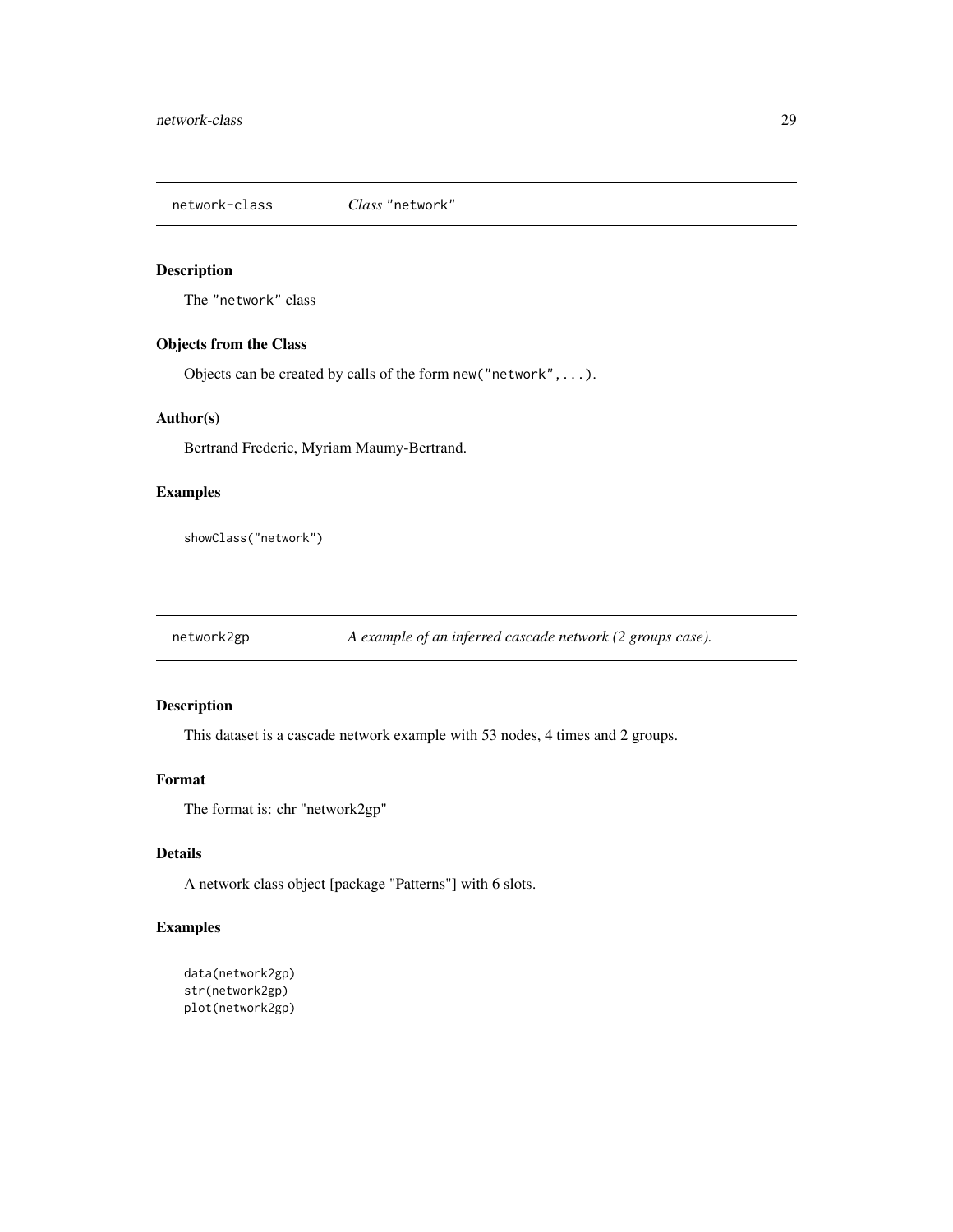## network-class *Class* "network"

### Description

The "network" class

### Objects from the Class

Objects can be created by calls of the form `new("network",...)`.

### Author(s)

Bertrand Frederic, Myriam Maumy-Bertrand.

### Examples

```
showClass("network")
```

## network2gp *A example of an inferred cascade network (2 groups case).*

### Description

This dataset is a cascade network example with 53 nodes, 4 times and 2 groups.

### Format

The format is: chr "network2gp"

### Details

A network class object [package "Patterns"] with 6 slots.

### Examples

```
data(network2gp)
str(network2gp)
plot(network2gp)
```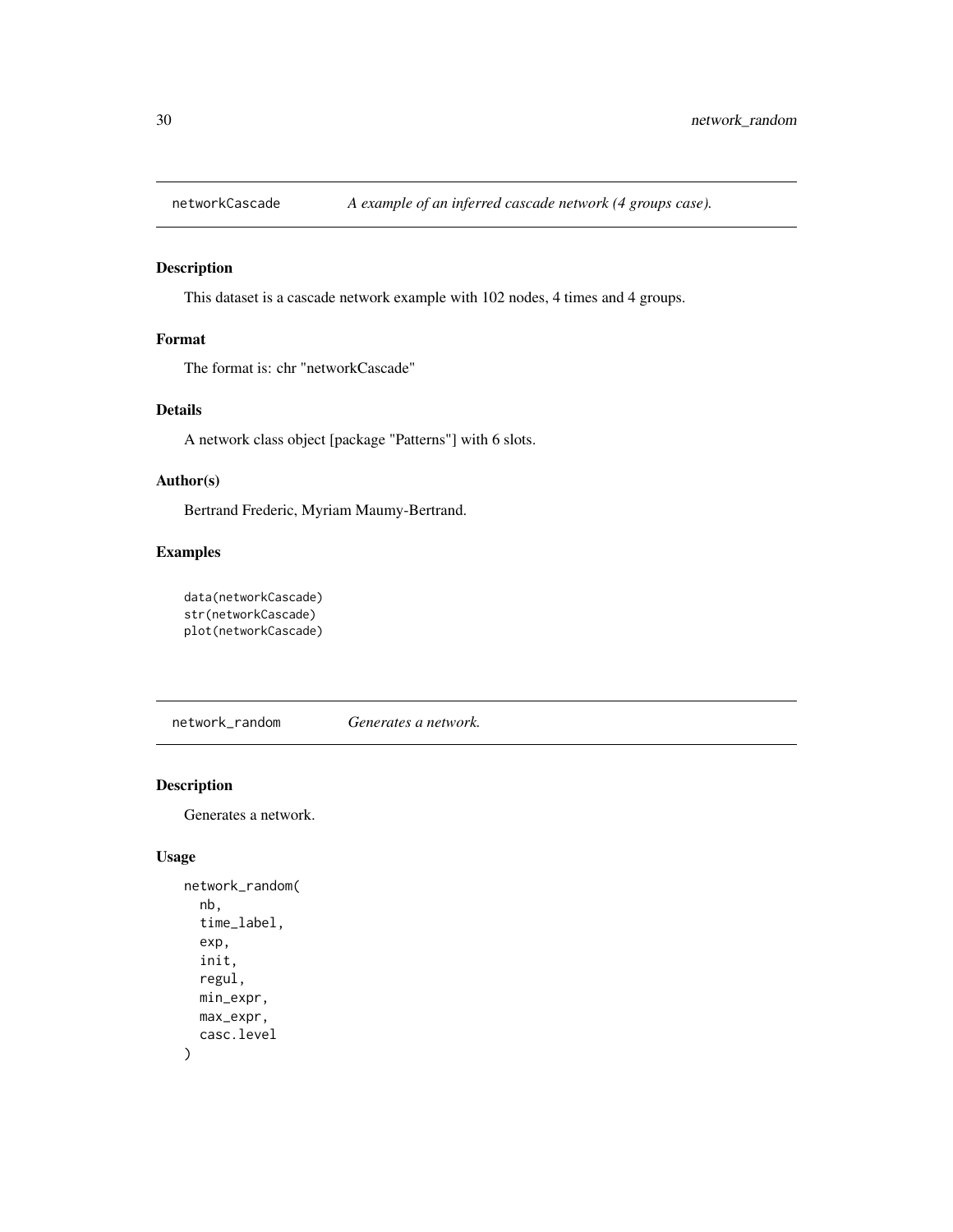## networkCascade *A example of an inferred cascade network (4 groups case).*

### Description

This dataset is a cascade network example with 102 nodes, 4 times and 4 groups.

### Format

The format is: chr "networkCascade"

### Details

A network class object [package "Patterns"] with 6 slots.

### Author(s)

Bertrand Frederic, Myriam Maumy-Bertrand.

### Examples

```
data(networkCascade)
str(networkCascade)
plot(networkCascade)
```

## network_random *Generates a network.*

### Description

Generates a network.

### Usage

```
network_random(
  nb,
  time_label,
  exp,
  init,
  regul,
  min_expr,
  max_expr,
  casc.level
)
```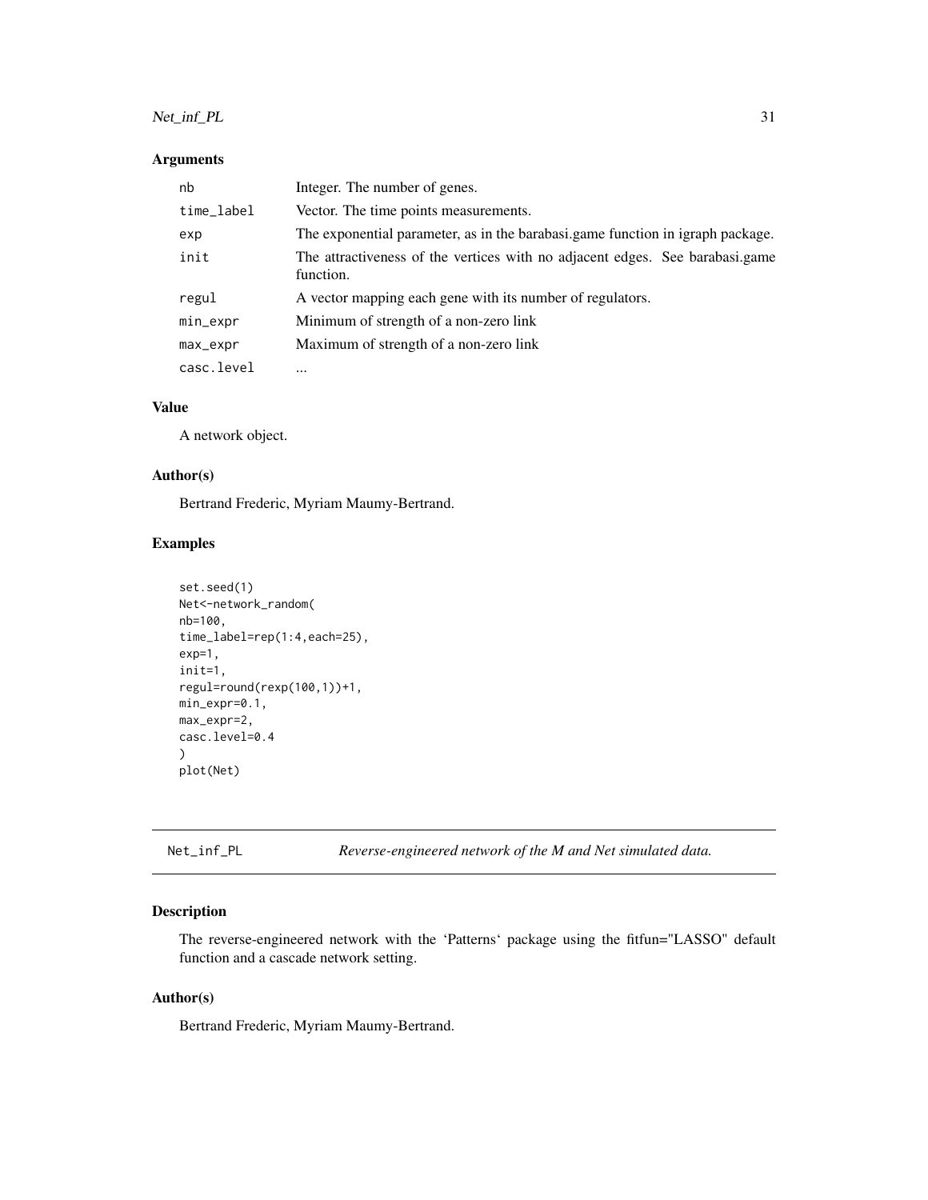### Arguments

| | |
|---|---|
| nb | Integer. The number of genes. |
| time_label | Vector. The time points measurements. |
| exp | The exponential parameter, as in the barabasi.game function in igraph package. |
| init | The attractiveness of the vertices with no adjacent edges. See barabasi.game function. |
| regul | A vector mapping each gene with its number of regulators. |
| min_expr | Minimum of strength of a non-zero link |
| max_expr | Maximum of strength of a non-zero link |
| casc.level | ... |

### Value

A network object.

### Author(s)

Bertrand Frederic, Myriam Maumy-Bertrand.

### Examples

```
set.seed(1)
Net<-network_random(
nb=100,
time_label=rep(1:4,each=25),
exp=1,
init=1,
regul=round(rexp(100,1))+1,
min_expr=0.1,
max_expr=2,
casc.level=0.4
)
plot(Net)
```

---

## Net_inf_PL — *Reverse-engineered network of the M and Net simulated data.*

---

### Description

The reverse-engineered network with the 'Patterns' package using the fitfun="LASSO" default function and a cascade network setting.

### Author(s)

Bertrand Frederic, Myriam Maumy-Bertrand.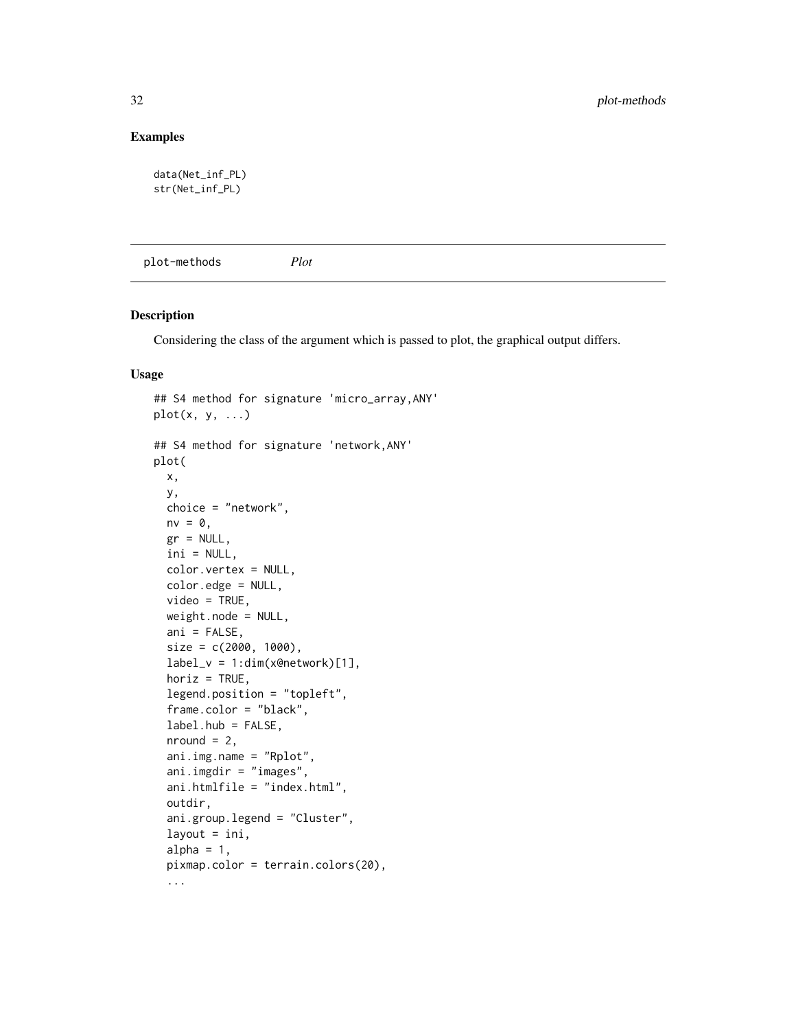## Examples

```
data(Net_inf_PL)
str(Net_inf_PL)
```

---

plot-methods *Plot*

---

### Description

Considering the class of the argument which is passed to plot, the graphical output differs.

### Usage

```
## S4 method for signature 'micro_array,ANY'
plot(x, y, ...)

## S4 method for signature 'network,ANY'
plot(
  x,
  y,
  choice = "network",
  nv = 0,
  gr = NULL,
  ini = NULL,
  color.vertex = NULL,
  color.edge = NULL,
  video = TRUE,
  weight.node = NULL,
  ani = FALSE,
  size = c(2000, 1000),
  label_v = 1:dim(x@network)[1],
  horiz = TRUE,
  legend.position = "topleft",
  frame.color = "black",
  label.hub = FALSE,
  nround = 2,
  ani.img.name = "Rplot",
  ani.imgdir = "images",
  ani.htmlfile = "index.html",
  outdir,
  ani.group.legend = "Cluster",
  layout = ini,
  alpha = 1,
  pixmap.color = terrain.colors(20),
  ...
```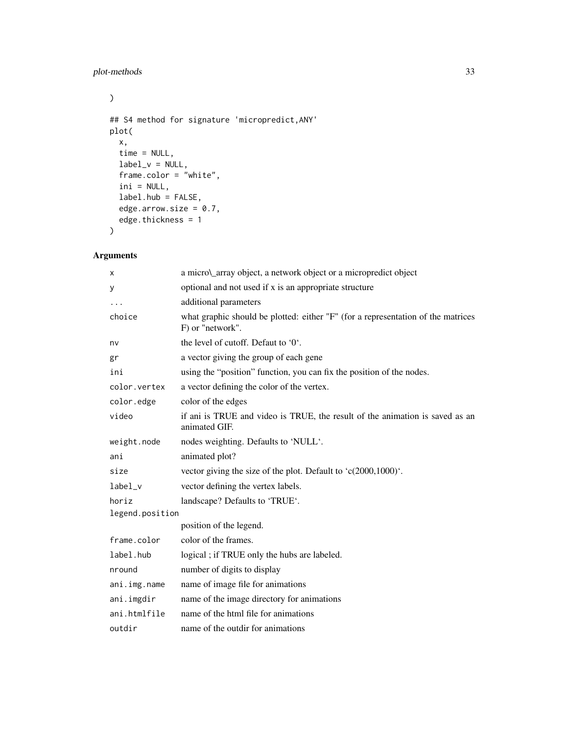```
)

## S4 method for signature 'micropredict,ANY'
plot(
  x,
  time = NULL,
  label_v = NULL,
  frame.color = "white",
  ini = NULL,
  label.hub = FALSE,
  edge.arrow.size = 0.7,
  edge.thickness = 1
)
```

## Arguments

| | |
|---|---|
| x | a micro\_array object, a network object or a micropredict object |
| y | optional and not used if x is an appropriate structure |
| ... | additional parameters |
| choice | what graphic should be plotted: either "F" (for a representation of the matrices F) or "network". |
| nv | the level of cutoff. Defaut to '0'. |
| gr | a vector giving the group of each gene |
| ini | using the "position" function, you can fix the position of the nodes. |
| color.vertex | a vector defining the color of the vertex. |
| color.edge | color of the edges |
| video | if ani is TRUE and video is TRUE, the result of the animation is saved as an animated GIF. |
| weight.node | nodes weighting. Defaults to 'NULL'. |
| ani | animated plot? |
| size | vector giving the size of the plot. Default to 'c(2000,1000)'. |
| label_v | vector defining the vertex labels. |
| horiz | landscape? Defaults to 'TRUE'. |
| legend.position | position of the legend. |
| frame.color | color of the frames. |
| label.hub | logical ; if TRUE only the hubs are labeled. |
| nround | number of digits to display |
| ani.img.name | name of image file for animations |
| ani.imgdir | name of the image directory for animations |
| ani.htmlfile | name of the html file for animations |
| outdir | name of the outdir for animations |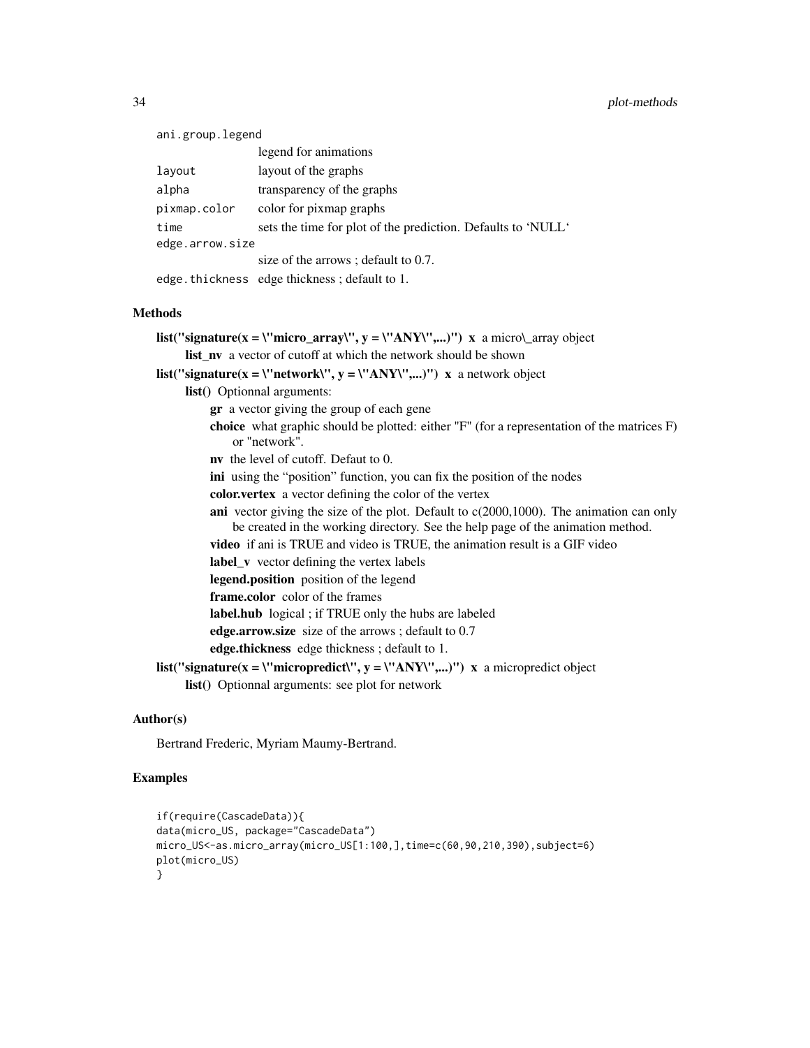| | |
|---|---|
| ani.group.legend | legend for animations |
| layout | layout of the graphs |
| alpha | transparency of the graphs |
| pixmap.color | color for pixmap graphs |
| time | sets the time for plot of the prediction. Defaults to 'NULL' |
| edge.arrow.size | size of the arrows ; default to 0.7. |
| edge.thickness | edge thickness ; default to 1. |

## Methods

**list("signature(x = \"micro_array\", y = \"ANY\",...)")** **x** a micro\_array object

- **list_nv** a vector of cutoff at which the network should be shown

**list("signature(x = \"network\", y = \"ANY\",...)")** **x** a network object

- **list()** Optionnal arguments:
  - **gr** a vector giving the group of each gene
  - **choice** what graphic should be plotted: either "F" (for a representation of the matrices F) or "network".
  - **nv** the level of cutoff. Defaut to 0.
  - **ini** using the "position" function, you can fix the position of the nodes
  - **color.vertex** a vector defining the color of the vertex
  - **ani** vector giving the size of the plot. Default to c(2000,1000). The animation can only be created in the working directory. See the help page of the animation method.
  - **video** if ani is TRUE and video is TRUE, the animation result is a GIF video
  - **label_v** vector defining the vertex labels
  - **legend.position** position of the legend
  - **frame.color** color of the frames
  - **label.hub** logical ; if TRUE only the hubs are labeled
  - **edge.arrow.size** size of the arrows ; default to 0.7
  - **edge.thickness** edge thickness ; default to 1.

**list("signature(x = \"micropredict\", y = \"ANY\",...)")** **x** a micropredict object

- **list()** Optionnal arguments: see plot for network

## Author(s)

Bertrand Frederic, Myriam Maumy-Bertrand.

## Examples

```
if(require(CascadeData)){
data(micro_US, package="CascadeData")
micro_US<-as.micro_array(micro_US[1:100,],time=c(60,90,210,390),subject=6)
plot(micro_US)
}
```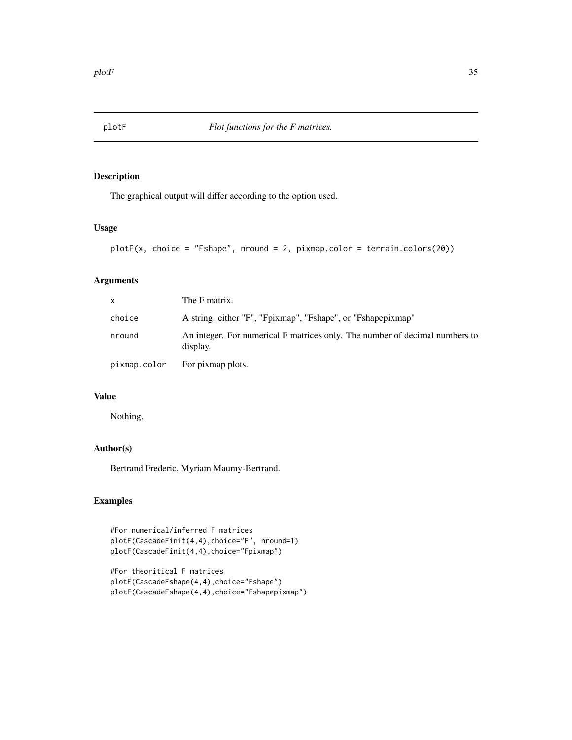plotF *Plot functions for the F matrices.*

## Description

The graphical output will differ according to the option used.

## Usage

```
plotF(x, choice = "Fshape", nround = 2, pixmap.color = terrain.colors(20))
```

## Arguments

| | |
|---|---|
| x | The F matrix. |
| choice | A string: either "F", "Fpixmap", "Fshape", or "Fshapepixmap" |
| nround | An integer. For numerical F matrices only. The number of decimal numbers to display. |
| pixmap.color | For pixmap plots. |

## Value

Nothing.

## Author(s)

Bertrand Frederic, Myriam Maumy-Bertrand.

## Examples

```
#For numerical/inferred F matrices
plotF(CascadeFinit(4,4),choice="F", nround=1)
plotF(CascadeFinit(4,4),choice="Fpixmap")

#For theoritical F matrices
plotF(CascadeFshape(4,4),choice="Fshape")
plotF(CascadeFshape(4,4),choice="Fshapepixmap")
```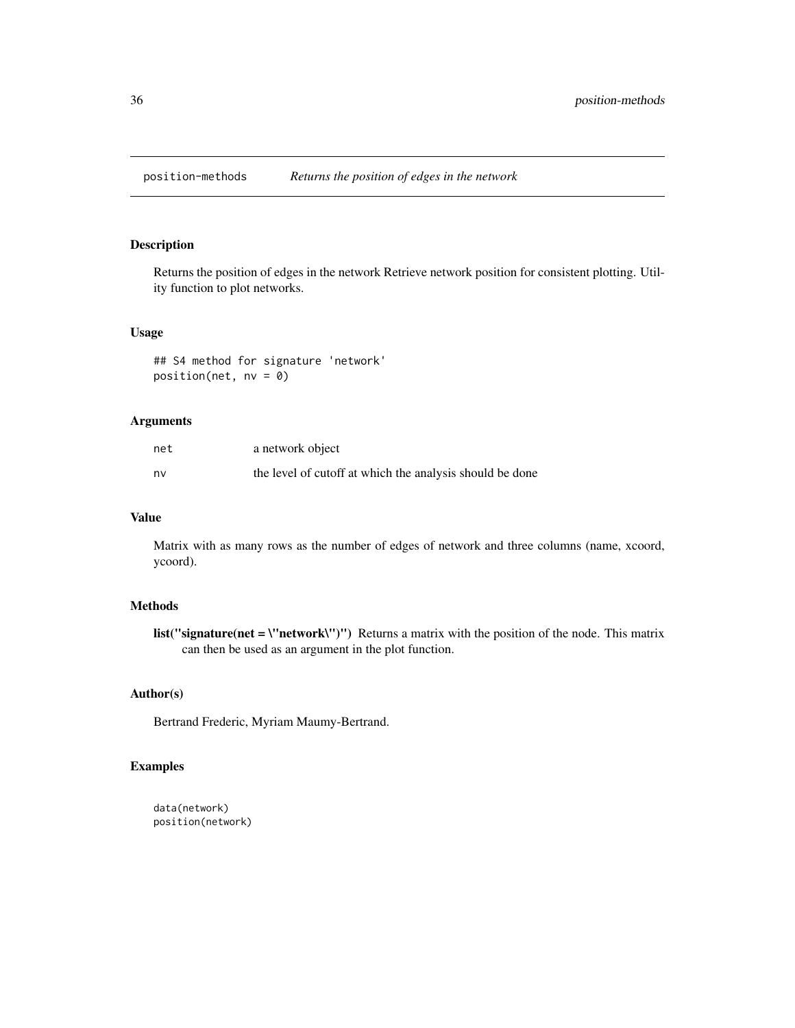position-methods *Returns the position of edges in the network*

## Description

Returns the position of edges in the network Retrieve network position for consistent plotting. Utility function to plot networks.

## Usage

```
## S4 method for signature 'network'
position(net, nv = 0)
```

## Arguments

| | |
|---|---|
| net | a network object |
| nv | the level of cutoff at which the analysis should be done |

## Value

Matrix with as many rows as the number of edges of network and three columns (name, xcoord, ycoord).

## Methods

**list("signature(net = \"network\")")** Returns a matrix with the position of the node. This matrix can then be used as an argument in the plot function.

## Author(s)

Bertrand Frederic, Myriam Maumy-Bertrand.

## Examples

```
data(network)
position(network)
```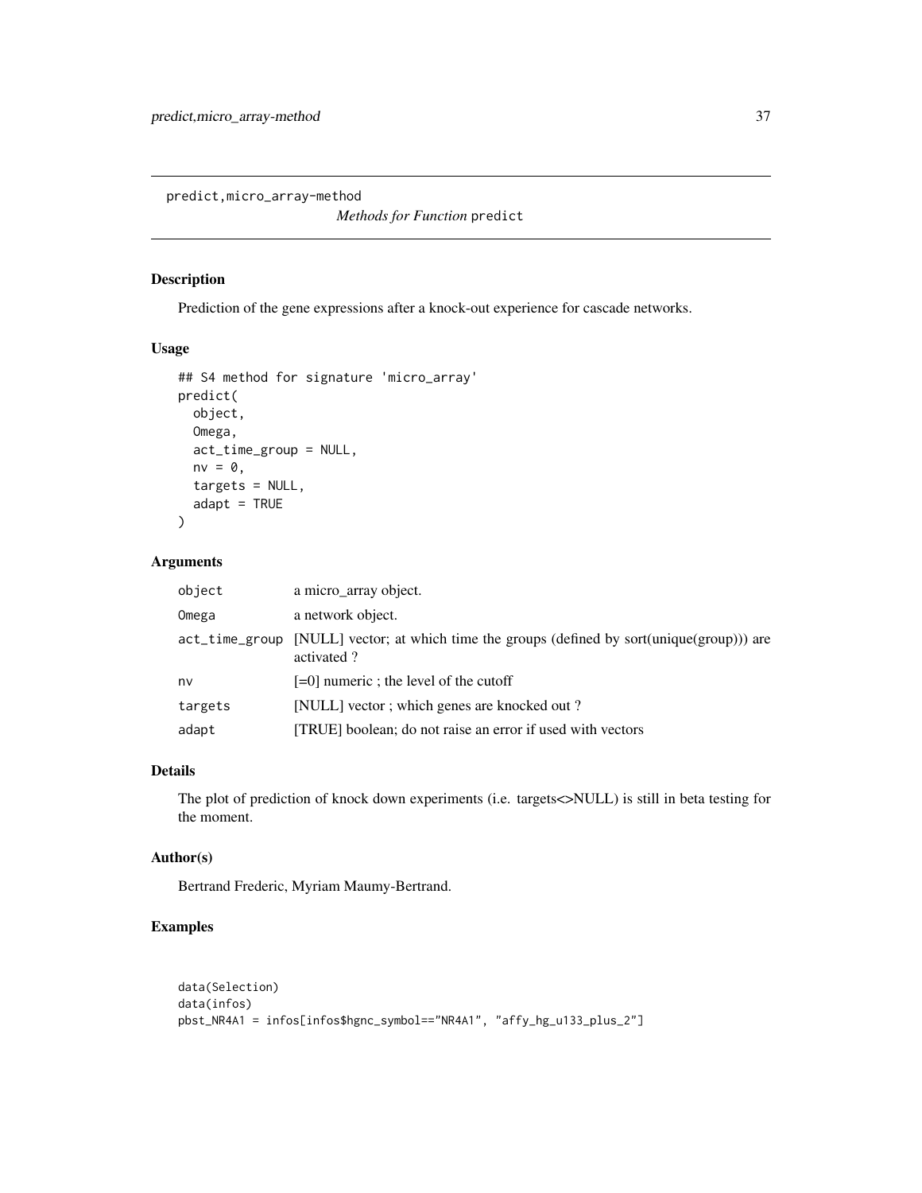predict,micro_array-method

*Methods for Function* predict

## Description

Prediction of the gene expressions after a knock-out experience for cascade networks.

## Usage

```
## S4 method for signature 'micro_array'
predict(
  object,
  Omega,
  act_time_group = NULL,
  nv = 0,
  targets = NULL,
  adapt = TRUE
)
```

## Arguments

| | |
|---|---|
| object | a micro_array object. |
| Omega | a network object. |
| act_time_group | [NULL] vector; at which time the groups (defined by sort(unique(group))) are activated ? |
| nv | [=0] numeric ; the level of the cutoff |
| targets | [NULL] vector ; which genes are knocked out ? |
| adapt | [TRUE] boolean; do not raise an error if used with vectors |

## Details

The plot of prediction of knock down experiments (i.e. targets<>NULL) is still in beta testing for the moment.

## Author(s)

Bertrand Frederic, Myriam Maumy-Bertrand.

## Examples

```
data(Selection)
data(infos)
pbst_NR4A1 = infos[infos$hgnc_symbol=="NR4A1", "affy_hg_u133_plus_2"]
```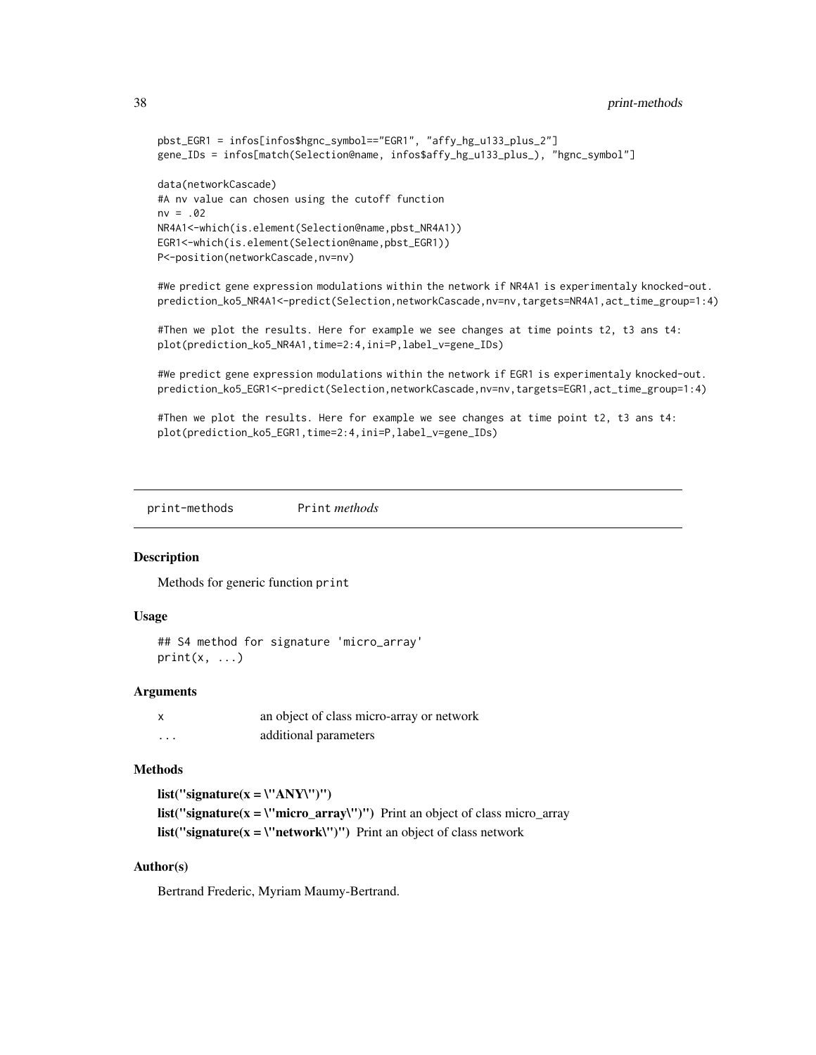```
pbst_EGR1 = infos[infos$hgnc_symbol=="EGR1", "affy_hg_u133_plus_2"]
gene_IDs = infos[match(Selection@name, infos$affy_hg_u133_plus_), "hgnc_symbol"]

data(networkCascade)
#A nv value can chosen using the cutoff function
nv = .02
NR4A1<-which(is.element(Selection@name,pbst_NR4A1))
EGR1<-which(is.element(Selection@name,pbst_EGR1))
P<-position(networkCascade,nv=nv)

#We predict gene expression modulations within the network if NR4A1 is experimentaly knocked-out.
prediction_ko5_NR4A1<-predict(Selection,networkCascade,nv=nv,targets=NR4A1,act_time_group=1:4)

#Then we plot the results. Here for example we see changes at time points t2, t3 ans t4:
plot(prediction_ko5_NR4A1,time=2:4,ini=P,label_v=gene_IDs)

#We predict gene expression modulations within the network if EGR1 is experimentaly knocked-out.
prediction_ko5_EGR1<-predict(Selection,networkCascade,nv=nv,targets=EGR1,act_time_group=1:4)

#Then we plot the results. Here for example we see changes at time point t2, t3 ans t4:
plot(prediction_ko5_EGR1,time=2:4,ini=P,label_v=gene_IDs)
```

---

## print-methods *Print methods*

### Description

Methods for generic function `print`

### Usage

```
## S4 method for signature 'micro_array'
print(x, ...)
```

### Arguments

| | |
|---|---|
| x | an object of class micro-array or network |
| ... | additional parameters |

### Methods

**list("signature(x = \"ANY\")")**

**list("signature(x = \"micro_array\")")** Print an object of class micro_array

**list("signature(x = \"network\")")** Print an object of class network

### Author(s)

Bertrand Frederic, Myriam Maumy-Bertrand.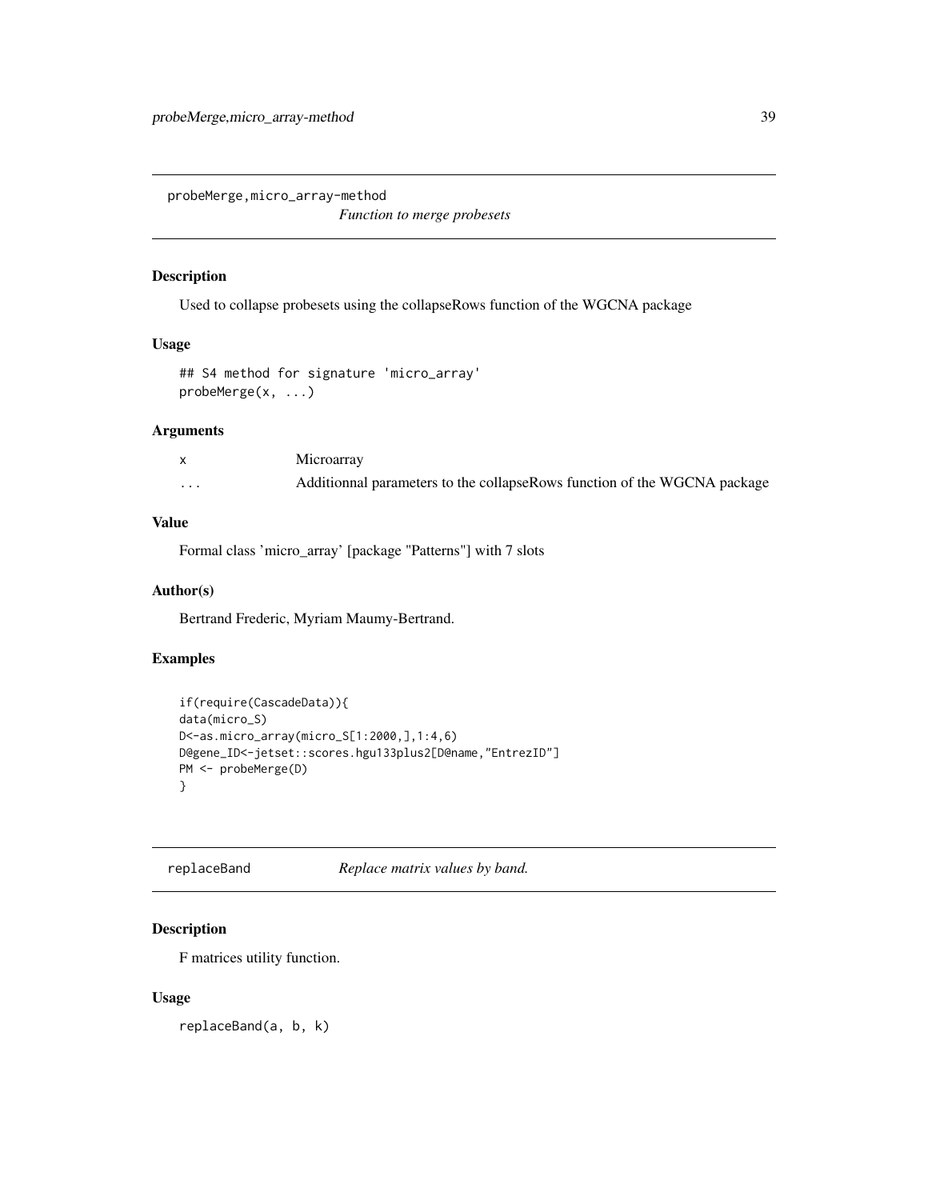## probeMerge,micro_array-method

*Function to merge probesets*

### Description

Used to collapse probesets using the collapseRows function of the WGCNA package

### Usage

```
## S4 method for signature 'micro_array'
probeMerge(x, ...)
```

### Arguments

| | |
|---|---|
| x | Microarray |
| ... | Additionnal parameters to the collapseRows function of the WGCNA package |

### Value

Formal class 'micro_array' [package "Patterns"] with 7 slots

### Author(s)

Bertrand Frederic, Myriam Maumy-Bertrand.

### Examples

```
if(require(CascadeData)){
data(micro_S)
D<-as.micro_array(micro_S[1:2000,],1:4,6)
D@gene_ID<-jetset::scores.hgu133plus2[D@name,"EntrezID"]
PM <- probeMerge(D)
}
```

## replaceBand

*Replace matrix values by band.*

### Description

F matrices utility function.

### Usage

```
replaceBand(a, b, k)
```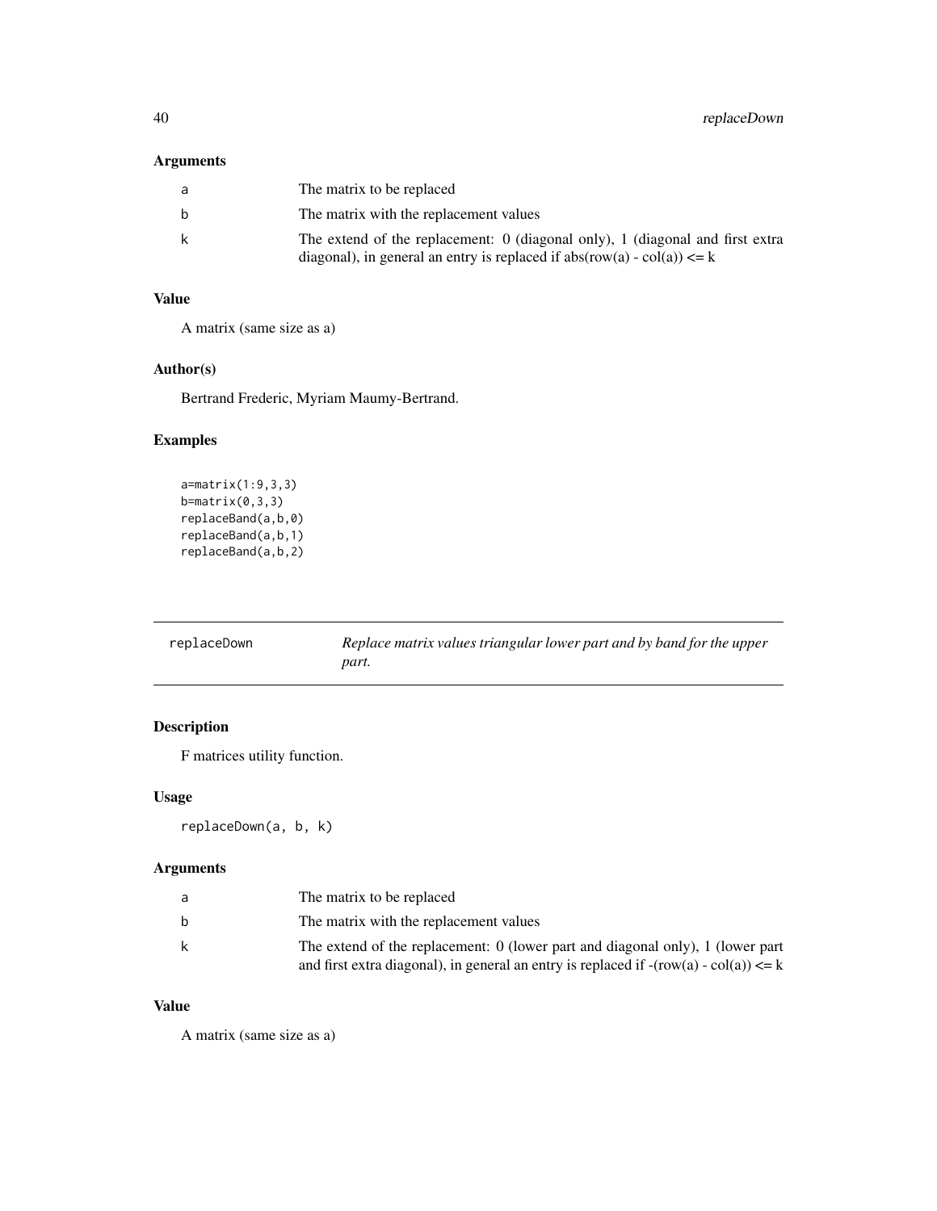## Arguments

| | |
|---|---|
| a | The matrix to be replaced |
| b | The matrix with the replacement values |
| k | The extend of the replacement: 0 (diagonal only), 1 (diagonal and first extra diagonal), in general an entry is replaced if abs(row(a) - col(a)) <= k |

## Value

A matrix (same size as a)

## Author(s)

Bertrand Frederic, Myriam Maumy-Bertrand.

## Examples

```
a=matrix(1:9,3,3)
b=matrix(0,3,3)
replaceBand(a,b,0)
replaceBand(a,b,1)
replaceBand(a,b,2)
```

---

# replaceDown — *Replace matrix values triangular lower part and by band for the upper part.*

---

## Description

F matrices utility function.

## Usage

```
replaceDown(a, b, k)
```

## Arguments

| | |
|---|---|
| a | The matrix to be replaced |
| b | The matrix with the replacement values |
| k | The extend of the replacement: 0 (lower part and diagonal only), 1 (lower part and first extra diagonal), in general an entry is replaced if -(row(a) - col(a)) <= k |

## Value

A matrix (same size as a)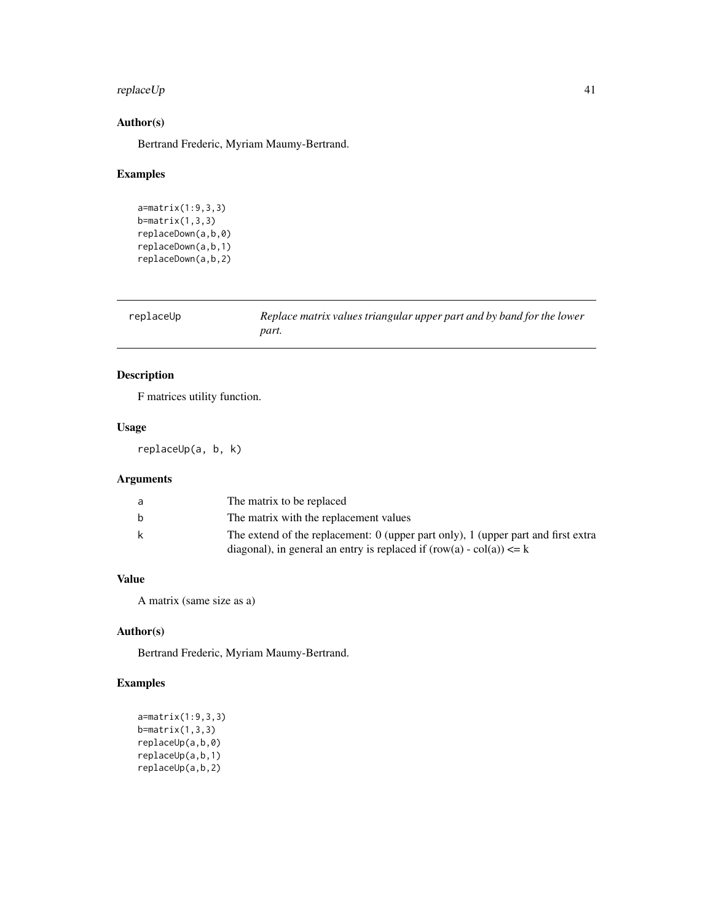### Author(s)

Bertrand Frederic, Myriam Maumy-Bertrand.

### Examples

```
a=matrix(1:9,3,3)
b=matrix(1,3,3)
replaceDown(a,b,0)
replaceDown(a,b,1)
replaceDown(a,b,2)
```

---

## replaceUp — *Replace matrix values triangular upper part and by band for the lower part.*

---

### Description

F matrices utility function.

### Usage

```
replaceUp(a, b, k)
```

### Arguments

| | |
|---|---|
| a | The matrix to be replaced |
| b | The matrix with the replacement values |
| k | The extend of the replacement: 0 (upper part only), 1 (upper part and first extra diagonal), in general an entry is replaced if (row(a) - col(a)) <= k |

### Value

A matrix (same size as a)

### Author(s)

Bertrand Frederic, Myriam Maumy-Bertrand.

### Examples

```
a=matrix(1:9,3,3)
b=matrix(1,3,3)
replaceUp(a,b,0)
replaceUp(a,b,1)
replaceUp(a,b,2)
```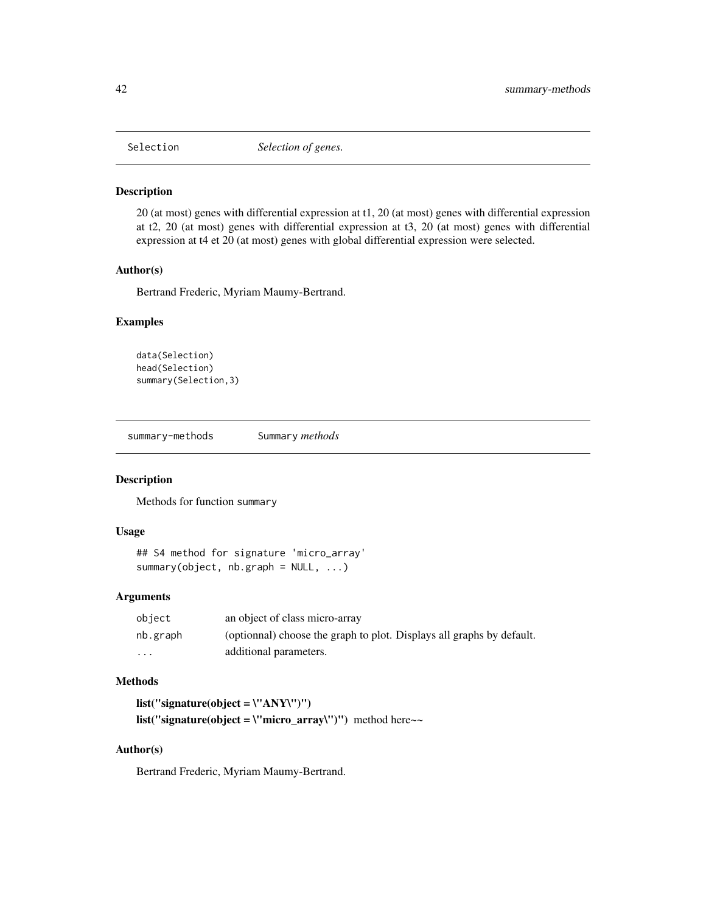## Selection *Selection of genes.*

### Description

20 (at most) genes with differential expression at t1, 20 (at most) genes with differential expression at t2, 20 (at most) genes with differential expression at t3, 20 (at most) genes with differential expression at t4 et 20 (at most) genes with global differential expression were selected.

### Author(s)

Bertrand Frederic, Myriam Maumy-Bertrand.

### Examples

```
data(Selection)
head(Selection)
summary(Selection,3)
```

## summary-methods Summary *methods*

### Description

Methods for function summary

### Usage

```
## S4 method for signature 'micro_array'
summary(object, nb.graph = NULL, ...)
```

### Arguments

| | |
|---|---|
| object | an object of class micro-array |
| nb.graph | (optionnal) choose the graph to plot. Displays all graphs by default. |
| ... | additional parameters. |

### Methods

**list("signature(object = \"ANY\")")**

**list("signature(object = \"micro_array\")")** method here~~

### Author(s)

Bertrand Frederic, Myriam Maumy-Bertrand.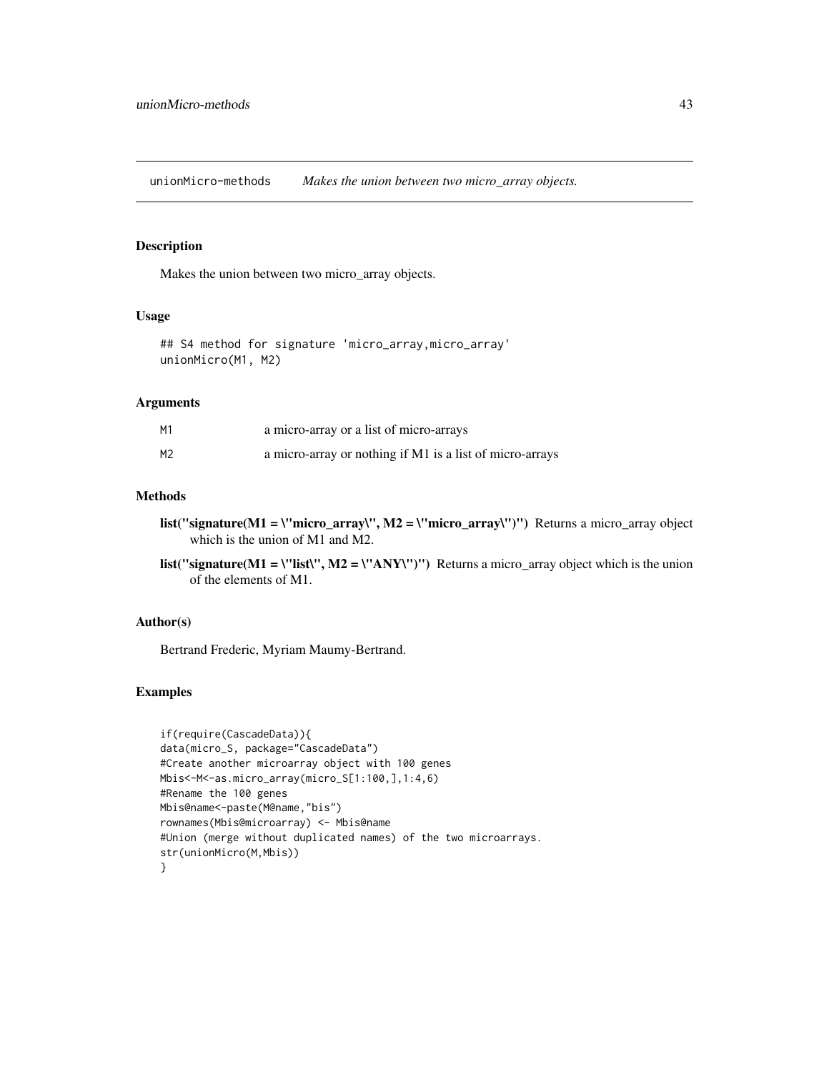## unionMicro-methods *Makes the union between two micro_array objects.*

### Description

Makes the union between two micro_array objects.

### Usage

```
## S4 method for signature 'micro_array,micro_array'
unionMicro(M1, M2)
```

### Arguments

| | |
|---|---|
| M1 | a micro-array or a list of micro-arrays |
| M2 | a micro-array or nothing if M1 is a list of micro-arrays |

### Methods

**list("signature(M1 = \"micro_array\", M2 = \"micro_array\")")** Returns a micro_array object which is the union of M1 and M2.

**list("signature(M1 = \"list\", M2 = \"ANY\")")** Returns a micro_array object which is the union of the elements of M1.

### Author(s)

Bertrand Frederic, Myriam Maumy-Bertrand.

### Examples

```
if(require(CascadeData)){
data(micro_S, package="CascadeData")
#Create another microarray object with 100 genes
Mbis<-M<-as.micro_array(micro_S[1:100,],1:4,6)
#Rename the 100 genes
Mbis@name<-paste(M@name,"bis")
rownames(Mbis@microarray) <- Mbis@name
#Union (merge without duplicated names) of the two microarrays.
str(unionMicro(M,Mbis))
}
```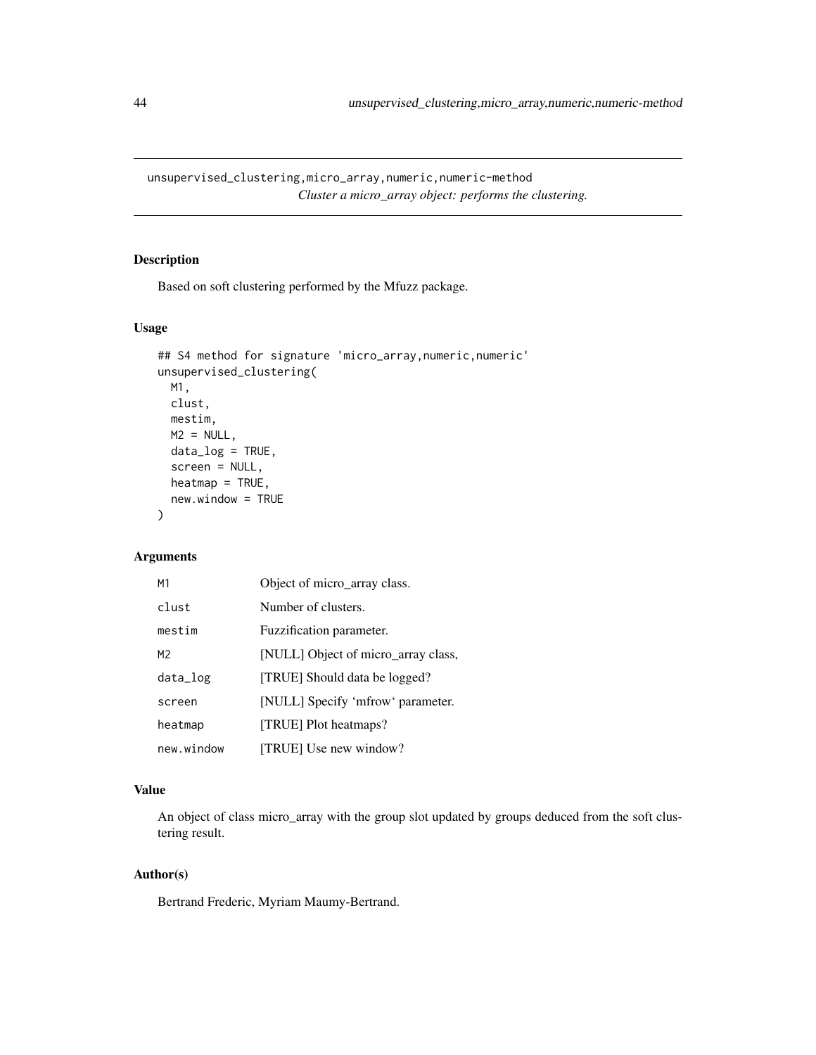unsupervised_clustering,micro_array,numeric,numeric-method

*Cluster a micro_array object: performs the clustering.*

## Description

Based on soft clustering performed by the Mfuzz package.

## Usage

```
## S4 method for signature 'micro_array,numeric,numeric'
unsupervised_clustering(
  M1,
  clust,
  mestim,
  M2 = NULL,
  data_log = TRUE,
  screen = NULL,
  heatmap = TRUE,
  new.window = TRUE
)
```

## Arguments

| | |
|---|---|
| M1 | Object of micro_array class. |
| clust | Number of clusters. |
| mestim | Fuzzification parameter. |
| M2 | [NULL] Object of micro_array class, |
| data_log | [TRUE] Should data be logged? |
| screen | [NULL] Specify 'mfrow' parameter. |
| heatmap | [TRUE] Plot heatmaps? |
| new.window | [TRUE] Use new window? |

## Value

An object of class micro_array with the group slot updated by groups deduced from the soft clustering result.

## Author(s)

Bertrand Frederic, Myriam Maumy-Bertrand.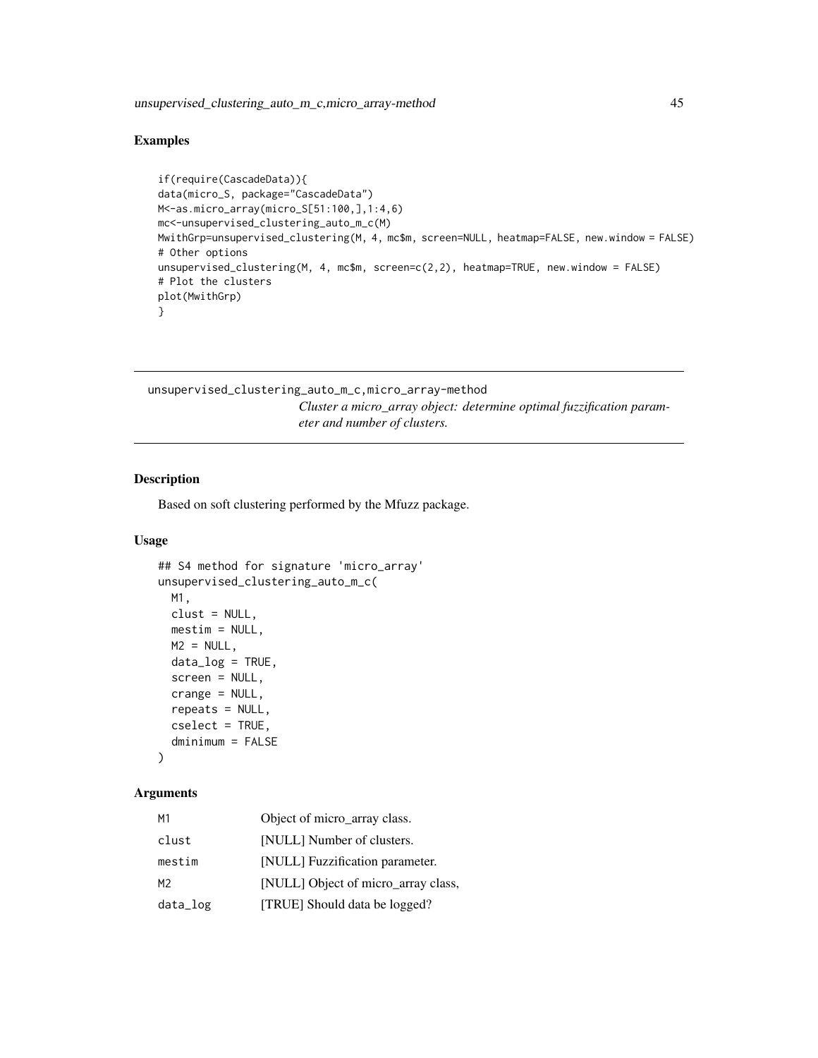## Examples

```
if(require(CascadeData)){
data(micro_S, package="CascadeData")
M<-as.micro_array(micro_S[51:100,],1:4,6)
mc<-unsupervised_clustering_auto_m_c(M)
MwithGrp=unsupervised_clustering(M, 4, mc$m, screen=NULL, heatmap=FALSE, new.window = FALSE)
# Other options
unsupervised_clustering(M, 4, mc$m, screen=c(2,2), heatmap=TRUE, new.window = FALSE)
# Plot the clusters
plot(MwithGrp)
}
```

---

# unsupervised_clustering_auto_m_c,micro_array-method

*Cluster a micro_array object: determine optimal fuzzification parameter and number of clusters.*

---

## Description

Based on soft clustering performed by the Mfuzz package.

## Usage

```
## S4 method for signature 'micro_array'
unsupervised_clustering_auto_m_c(
  M1,
  clust = NULL,
  mestim = NULL,
  M2 = NULL,
  data_log = TRUE,
  screen = NULL,
  crange = NULL,
  repeats = NULL,
  cselect = TRUE,
  dminimum = FALSE
)
```

## Arguments

| | |
|---|---|
| M1 | Object of micro_array class. |
| clust | [NULL] Number of clusters. |
| mestim | [NULL] Fuzzification parameter. |
| M2 | [NULL] Object of micro_array class, |
| data_log | [TRUE] Should data be logged? |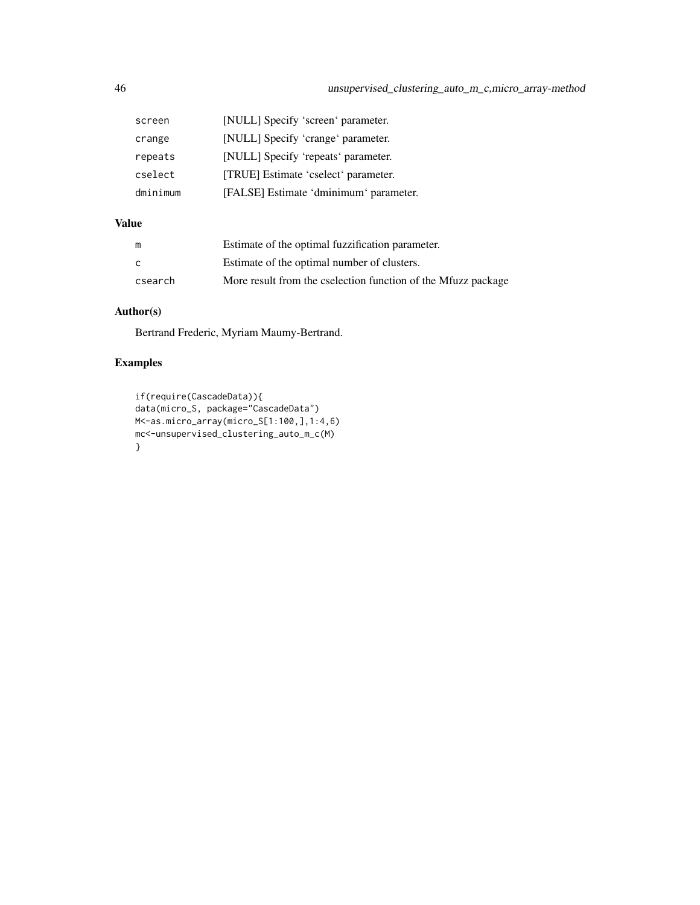| | |
|---|---|
| screen | [NULL] Specify 'screen' parameter. |
| crange | [NULL] Specify 'crange' parameter. |
| repeats | [NULL] Specify 'repeats' parameter. |
| cselect | [TRUE] Estimate 'cselect' parameter. |
| dminimum | [FALSE] Estimate 'dminimum' parameter. |

## Value

| | |
|---|---|
| m | Estimate of the optimal fuzzification parameter. |
| c | Estimate of the optimal number of clusters. |
| csearch | More result from the cselection function of the Mfuzz package |

## Author(s)

Bertrand Frederic, Myriam Maumy-Bertrand.

## Examples

```
if(require(CascadeData)){
data(micro_S, package="CascadeData")
M<-as.micro_array(micro_S[1:100,],1:4,6)
mc<-unsupervised_clustering_auto_m_c(M)
}
```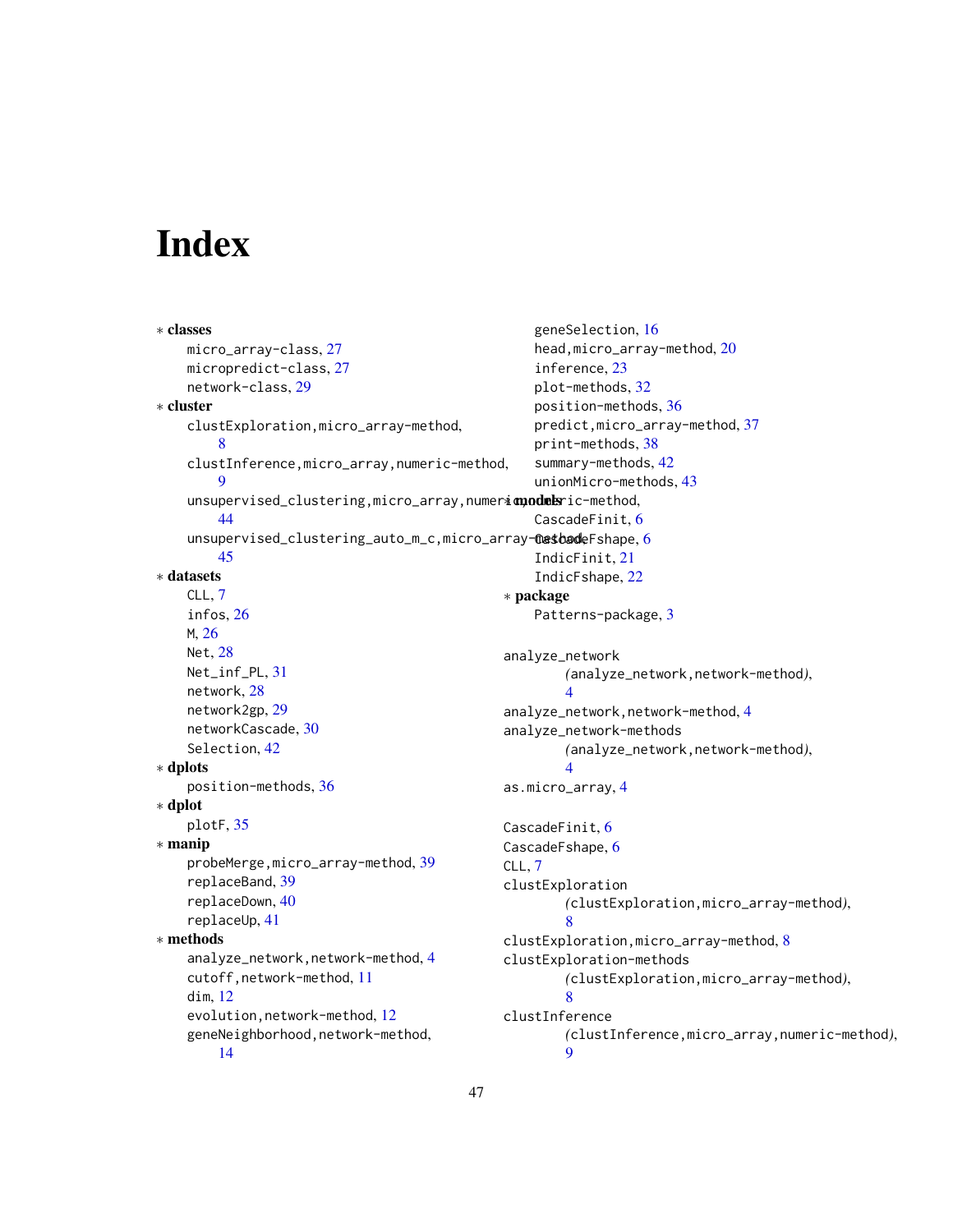# Index

∗ **classes**
- micro_array-class, 27
- micropredict-class, 27
- network-class, 29

∗ **cluster**
- clustExploration,micro_array-method, 8
- clustInference,micro_array,numeric-method, 9
- unsupervised_clustering,micro_array,numeric,numeric-method, 44
- unsupervised_clustering_auto_m_c,micro_array-method, 45

∗ **datasets**
- CLL, 7
- infos, 26
- M, 26
- Net, 28
- Net_inf_PL, 31
- network, 28
- network2gp, 29
- networkCascade, 30
- Selection, 42

∗ **dplots**
- position-methods, 36

∗ **dplot**
- plotF, 35

∗ **manip**
- probeMerge,micro_array-method, 39
- replaceBand, 39
- replaceDown, 40
- replaceUp, 41

∗ **methods**
- analyze_network,network-method, 4
- cutoff,network-method, 11
- dim, 12
- evolution,network-method, 12
- geneNeighborhood,network-method, 14
- geneSelection, 16
- head,micro_array-method, 20
- inference, 23
- plot-methods, 32
- position-methods, 36
- predict,micro_array-method, 37
- print-methods, 38
- summary-methods, 42
- unionMicro-methods, 43

∗ **models**
- CascadeFinit, 6
- CascadeFshape, 6
- IndicFinit, 21
- IndicFshape, 22

∗ **package**
- Patterns-package, 3

analyze_network
    *(*analyze_network,network-method*)*, 4
analyze_network,network-method, 4
analyze_network-methods
    *(*analyze_network,network-method*)*, 4
as.micro_array, 4

CascadeFinit, 6
CascadeFshape, 6
CLL, 7
clustExploration
    *(*clustExploration,micro_array-method*)*, 8
clustExploration,micro_array-method, 8
clustExploration-methods
    *(*clustExploration,micro_array-method*)*, 8
clustInference
    *(*clustInference,micro_array,numeric-method*)*, 9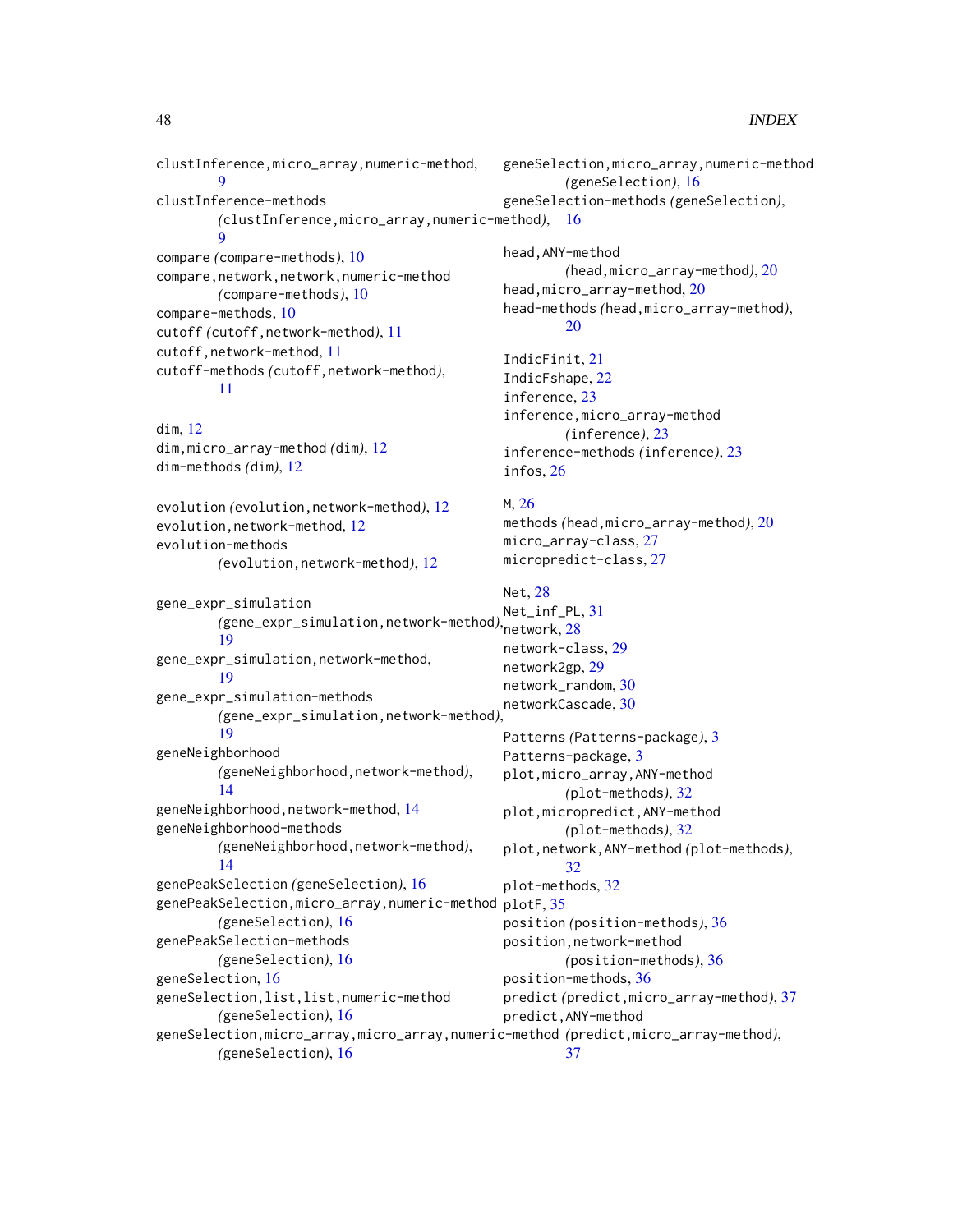clustInference,micro_array,numeric-method, 9
clustInference-methods (clustInference,micro_array,numeric-method), 9
compare (compare-methods), 10
compare,network,network,numeric-method (compare-methods), 10
compare-methods, 10
cutoff (cutoff,network-method), 11
cutoff,network-method, 11
cutoff-methods (cutoff,network-method), 11

dim, 12
dim,micro_array-method (dim), 12
dim-methods (dim), 12

evolution (evolution,network-method), 12
evolution,network-method, 12
evolution-methods (evolution,network-method), 12

gene_expr_simulation (gene_expr_simulation,network-method), 19
gene_expr_simulation,network-method, 19
gene_expr_simulation-methods (gene_expr_simulation,network-method), 19
geneNeighborhood (geneNeighborhood,network-method), 14
geneNeighborhood,network-method, 14
geneNeighborhood-methods (geneNeighborhood,network-method), 14
genePeakSelection (geneSelection), 16
genePeakSelection,micro_array,numeric-method (geneSelection), 16
genePeakSelection-methods (geneSelection), 16
geneSelection, 16
geneSelection,list,list,numeric-method (geneSelection), 16
geneSelection,micro_array,micro_array,numeric-method (geneSelection), 16
geneSelection,micro_array,numeric-method (geneSelection), 16
geneSelection-methods (geneSelection), 16

head,ANY-method (head,micro_array-method), 20
head,micro_array-method, 20
head-methods (head,micro_array-method), 20

IndicFinit, 21
IndicFshape, 22
inference, 23
inference,micro_array-method (inference), 23
inference-methods (inference), 23
infos, 26

M, 26
methods (head,micro_array-method), 20
micro_array-class, 27
micropredict-class, 27

Net, 28
Net_inf_PL, 31
network, 28
network-class, 29
network2gp, 29
network_random, 30
networkCascade, 30

Patterns (Patterns-package), 3
Patterns-package, 3
plot,micro_array,ANY-method (plot-methods), 32
plot,micropredict,ANY-method (plot-methods), 32
plot,network,ANY-method (plot-methods), 32
plot-methods, 32
plotF, 35
position (position-methods), 36
position,network-method (position-methods), 36
position-methods, 36
predict (predict,micro_array-method), 37
predict,ANY-method (predict,micro_array-method), 37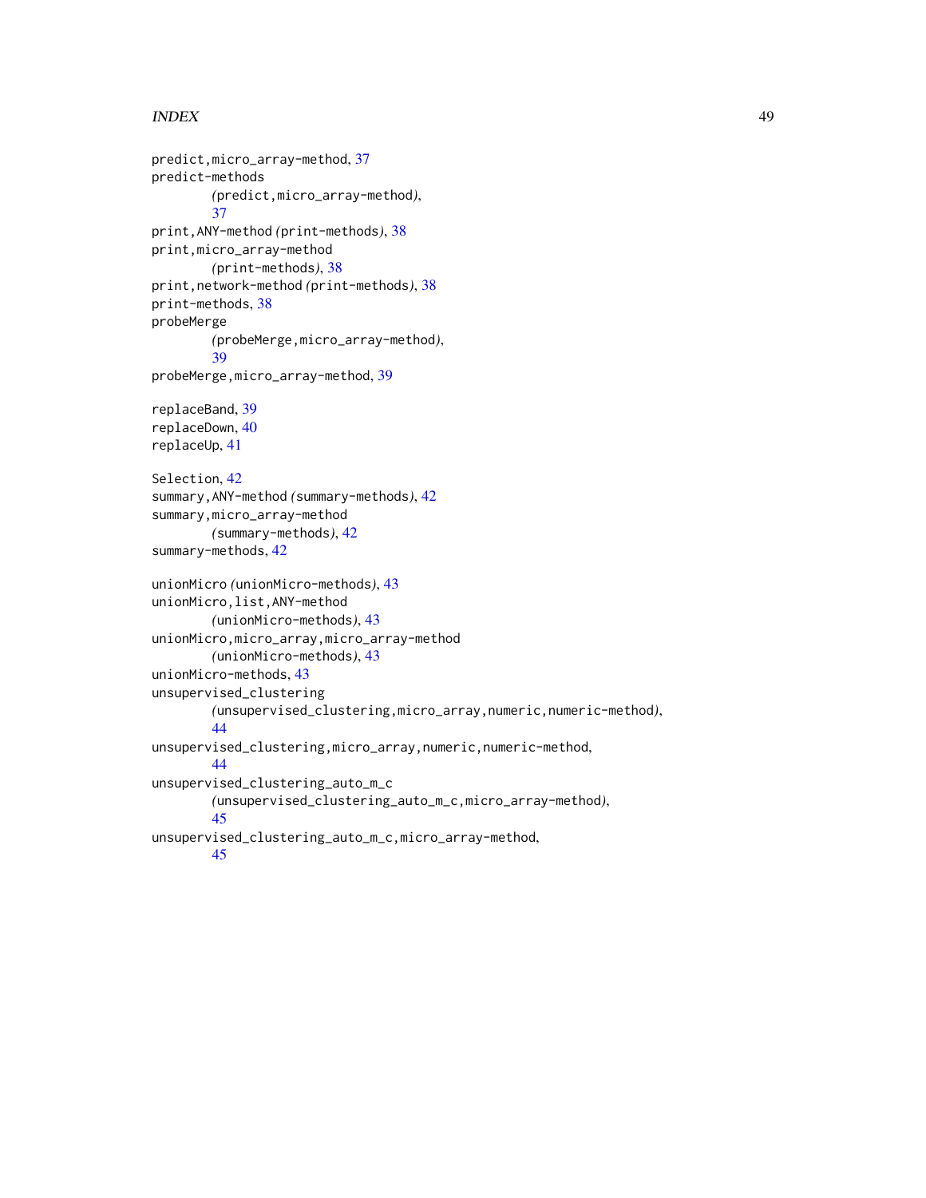predict,micro_array-method, 37
predict-methods
    (predict,micro_array-method),
    37
print,ANY-method (print-methods), 38
print,micro_array-method
    (print-methods), 38
print,network-method (print-methods), 38
print-methods, 38
probeMerge
    (probeMerge,micro_array-method),
    39
probeMerge,micro_array-method, 39

replaceBand, 39
replaceDown, 40
replaceUp, 41

Selection, 42
summary,ANY-method (summary-methods), 42
summary,micro_array-method
    (summary-methods), 42
summary-methods, 42

unionMicro (unionMicro-methods), 43
unionMicro,list,ANY-method
    (unionMicro-methods), 43
unionMicro,micro_array,micro_array-method
    (unionMicro-methods), 43
unionMicro-methods, 43
unsupervised_clustering
    (unsupervised_clustering,micro_array,numeric,numeric-method),
    44
unsupervised_clustering,micro_array,numeric,numeric-method,
    44
unsupervised_clustering_auto_m_c
    (unsupervised_clustering_auto_m_c,micro_array-method),
    45
unsupervised_clustering_auto_m_c,micro_array-method,
    45